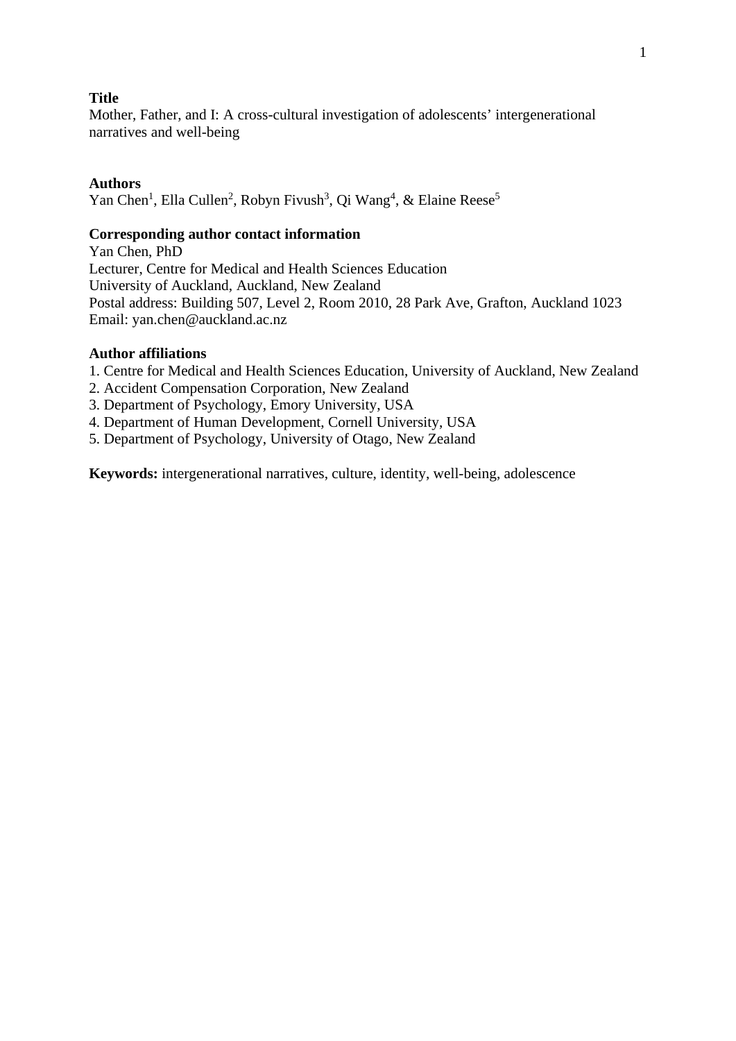**Title**

Mother, Father, and I: A cross-cultural investigation of adolescents' intergenerational narratives and well-being

**Authors**

Yan Chen[1], Ella Cullen[2], Robyn Fivush[3], Qi Wang[4], & Elaine Reese[5]

**Corresponding author contact information**

Yan Chen, PhD
Lecturer, Centre for Medical and Health Sciences Education
University of Auckland, Auckland, New Zealand
Postal address: Building 507, Level 2, Room 2010, 28 Park Ave, Grafton, Auckland 1023
Email: yan.chen@auckland.ac.nz

**Author affiliations**

1. Centre for Medical and Health Sciences Education, University of Auckland, New Zealand
2. Accident Compensation Corporation, New Zealand
3. Department of Psychology, Emory University, USA
4. Department of Human Development, Cornell University, USA
5. Department of Psychology, University of Otago, New Zealand

**Keywords:** intergenerational narratives, culture, identity, well-being, adolescence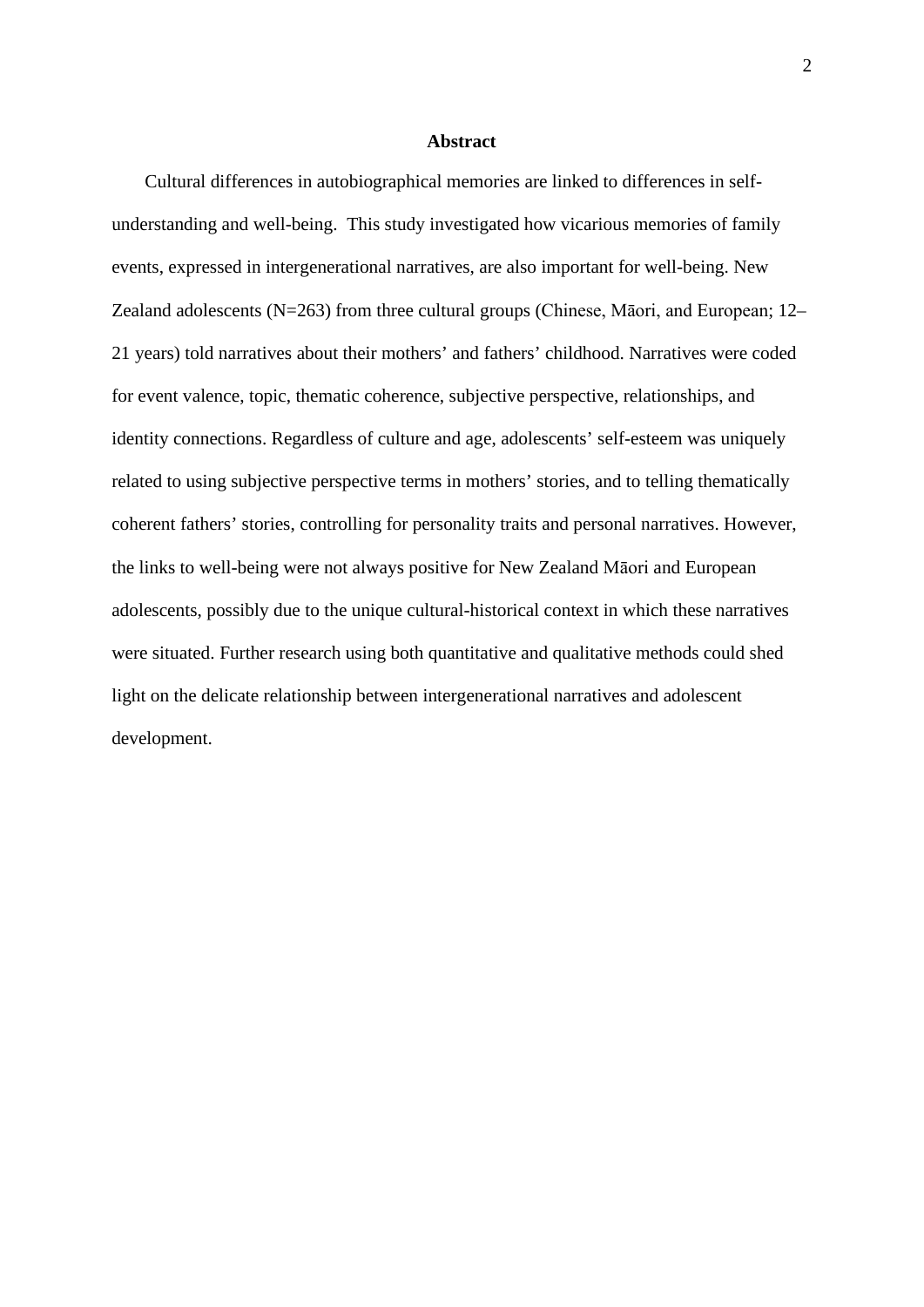# Abstract

Cultural differences in autobiographical memories are linked to differences in self-understanding and well-being. This study investigated how vicarious memories of family events, expressed in intergenerational narratives, are also important for well-being. New Zealand adolescents (N=263) from three cultural groups (Chinese, Māori, and European; 12–21 years) told narratives about their mothers' and fathers' childhood. Narratives were coded for event valence, topic, thematic coherence, subjective perspective, relationships, and identity connections. Regardless of culture and age, adolescents' self-esteem was uniquely related to using subjective perspective terms in mothers' stories, and to telling thematically coherent fathers' stories, controlling for personality traits and personal narratives. However, the links to well-being were not always positive for New Zealand Māori and European adolescents, possibly due to the unique cultural-historical context in which these narratives were situated. Further research using both quantitative and qualitative methods could shed light on the delicate relationship between intergenerational narratives and adolescent development.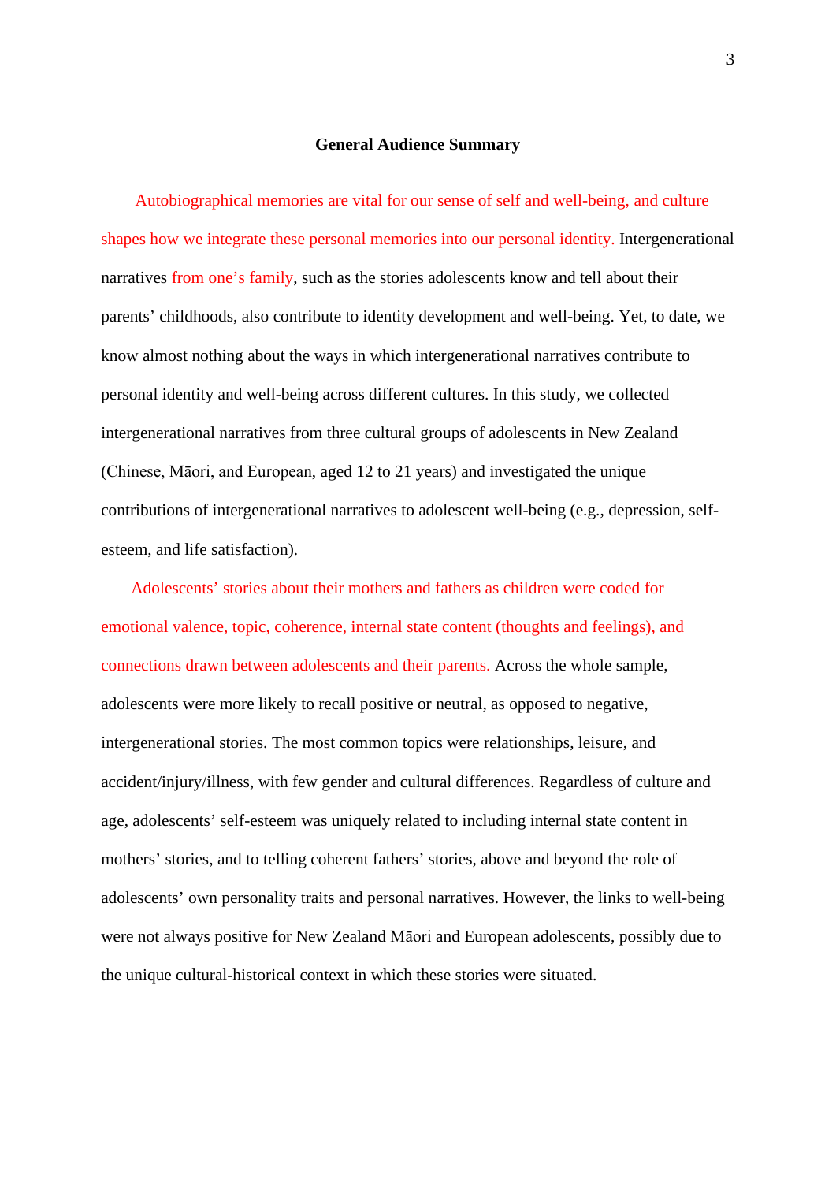## General Audience Summary

Autobiographical memories are vital for our sense of self and well-being, and culture shapes how we integrate these personal memories into our personal identity. Intergenerational narratives from one's family, such as the stories adolescents know and tell about their parents' childhoods, also contribute to identity development and well-being. Yet, to date, we know almost nothing about the ways in which intergenerational narratives contribute to personal identity and well-being across different cultures. In this study, we collected intergenerational narratives from three cultural groups of adolescents in New Zealand (Chinese, Māori, and European, aged 12 to 21 years) and investigated the unique contributions of intergenerational narratives to adolescent well-being (e.g., depression, self-esteem, and life satisfaction).

Adolescents' stories about their mothers and fathers as children were coded for emotional valence, topic, coherence, internal state content (thoughts and feelings), and connections drawn between adolescents and their parents. Across the whole sample, adolescents were more likely to recall positive or neutral, as opposed to negative, intergenerational stories. The most common topics were relationships, leisure, and accident/injury/illness, with few gender and cultural differences. Regardless of culture and age, adolescents' self-esteem was uniquely related to including internal state content in mothers' stories, and to telling coherent fathers' stories, above and beyond the role of adolescents' own personality traits and personal narratives. However, the links to well-being were not always positive for New Zealand Māori and European adolescents, possibly due to the unique cultural-historical context in which these stories were situated.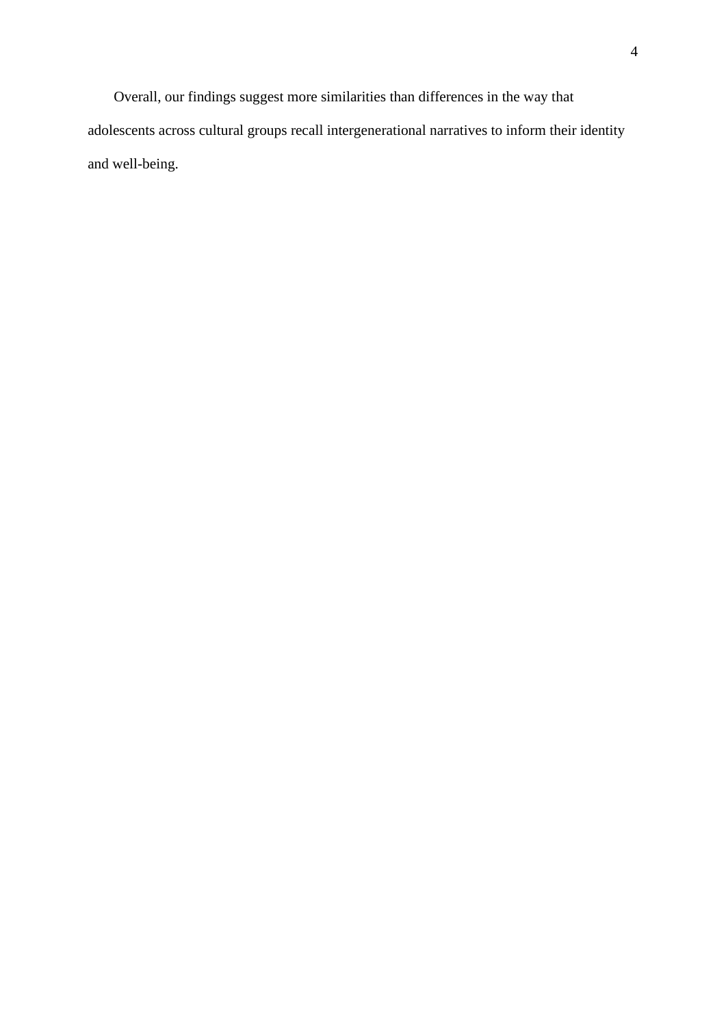Overall, our findings suggest more similarities than differences in the way that adolescents across cultural groups recall intergenerational narratives to inform their identity and well-being.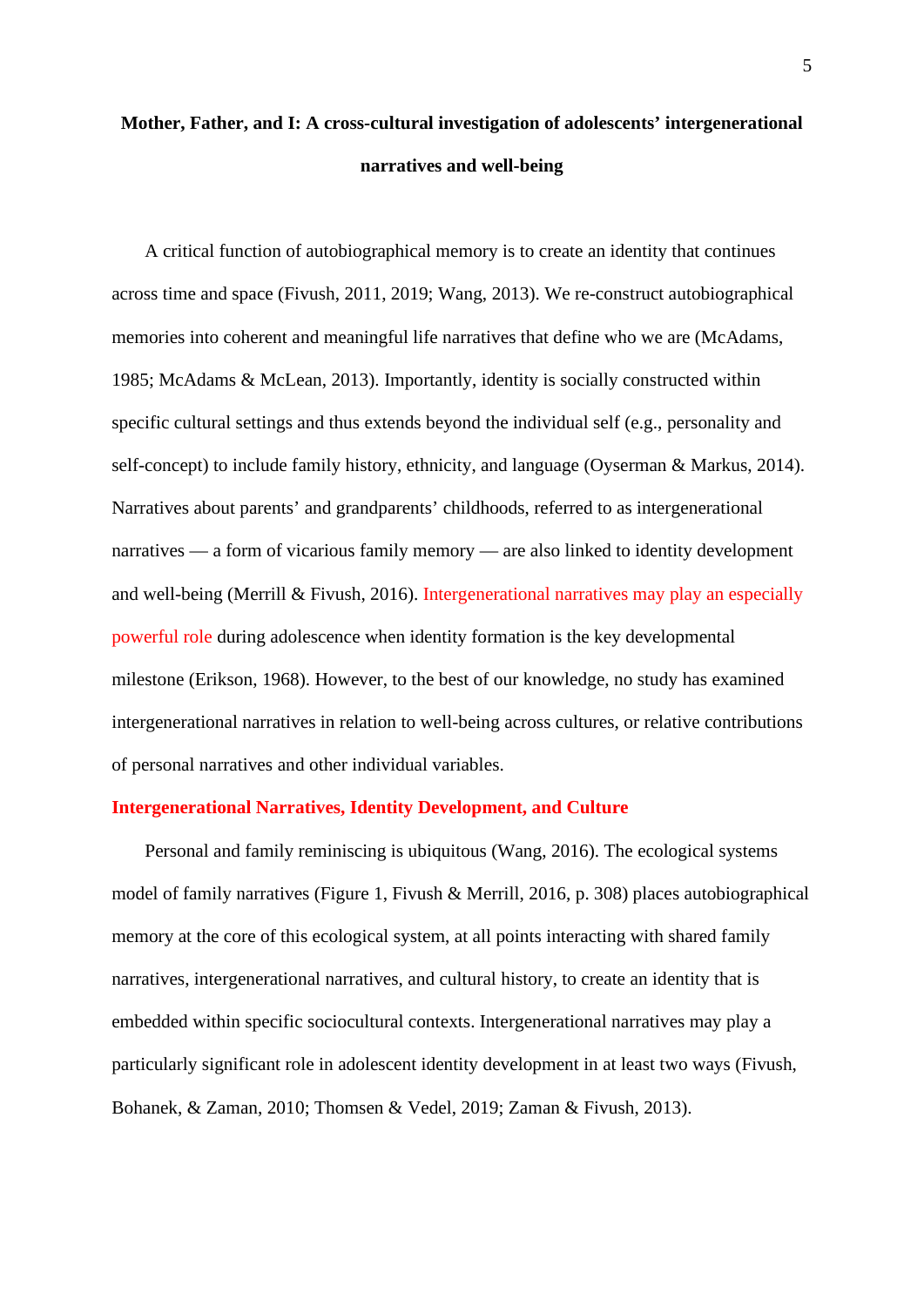**Mother, Father, and I: A cross-cultural investigation of adolescents' intergenerational narratives and well-being**

A critical function of autobiographical memory is to create an identity that continues across time and space (Fivush, 2011, 2019; Wang, 2013). We re-construct autobiographical memories into coherent and meaningful life narratives that define who we are (McAdams, 1985; McAdams & McLean, 2013). Importantly, identity is socially constructed within specific cultural settings and thus extends beyond the individual self (e.g., personality and self-concept) to include family history, ethnicity, and language (Oyserman & Markus, 2014). Narratives about parents' and grandparents' childhoods, referred to as intergenerational narratives — a form of vicarious family memory — are also linked to identity development and well-being (Merrill & Fivush, 2016). Intergenerational narratives may play an especially powerful role during adolescence when identity formation is the key developmental milestone (Erikson, 1968). However, to the best of our knowledge, no study has examined intergenerational narratives in relation to well-being across cultures, or relative contributions of personal narratives and other individual variables.

**Intergenerational Narratives, Identity Development, and Culture**

Personal and family reminiscing is ubiquitous (Wang, 2016). The ecological systems model of family narratives (Figure 1, Fivush & Merrill, 2016, p. 308) places autobiographical memory at the core of this ecological system, at all points interacting with shared family narratives, intergenerational narratives, and cultural history, to create an identity that is embedded within specific sociocultural contexts. Intergenerational narratives may play a particularly significant role in adolescent identity development in at least two ways (Fivush, Bohanek, & Zaman, 2010; Thomsen & Vedel, 2019; Zaman & Fivush, 2013).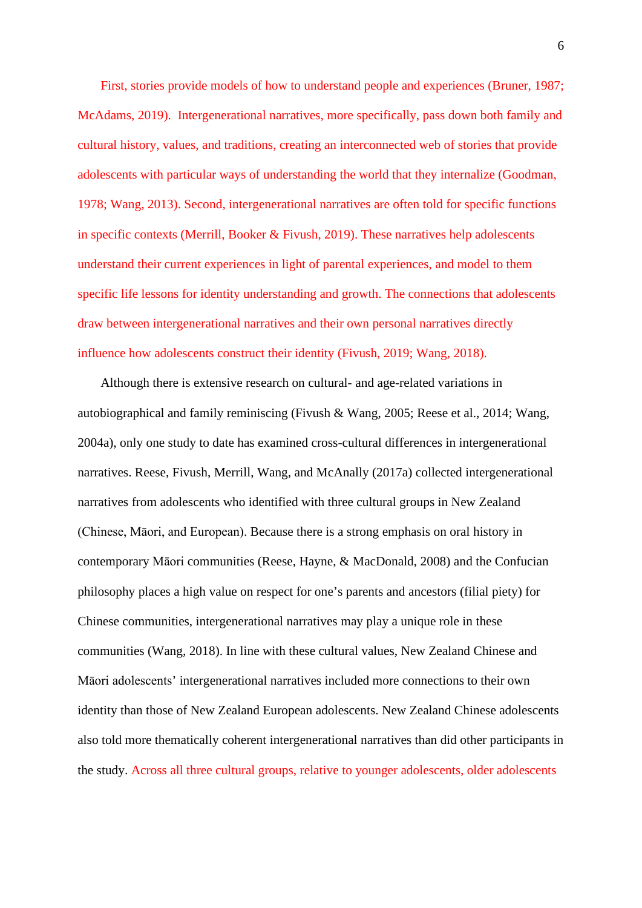First, stories provide models of how to understand people and experiences (Bruner, 1987; McAdams, 2019). Intergenerational narratives, more specifically, pass down both family and cultural history, values, and traditions, creating an interconnected web of stories that provide adolescents with particular ways of understanding the world that they internalize (Goodman, 1978; Wang, 2013). Second, intergenerational narratives are often told for specific functions in specific contexts (Merrill, Booker & Fivush, 2019). These narratives help adolescents understand their current experiences in light of parental experiences, and model to them specific life lessons for identity understanding and growth. The connections that adolescents draw between intergenerational narratives and their own personal narratives directly influence how adolescents construct their identity (Fivush, 2019; Wang, 2018).

Although there is extensive research on cultural- and age-related variations in autobiographical and family reminiscing (Fivush & Wang, 2005; Reese et al., 2014; Wang, 2004a), only one study to date has examined cross-cultural differences in intergenerational narratives. Reese, Fivush, Merrill, Wang, and McAnally (2017a) collected intergenerational narratives from adolescents who identified with three cultural groups in New Zealand (Chinese, Māori, and European). Because there is a strong emphasis on oral history in contemporary Māori communities (Reese, Hayne, & MacDonald, 2008) and the Confucian philosophy places a high value on respect for one's parents and ancestors (filial piety) for Chinese communities, intergenerational narratives may play a unique role in these communities (Wang, 2018). In line with these cultural values, New Zealand Chinese and Māori adolescents' intergenerational narratives included more connections to their own identity than those of New Zealand European adolescents. New Zealand Chinese adolescents also told more thematically coherent intergenerational narratives than did other participants in the study. Across all three cultural groups, relative to younger adolescents, older adolescents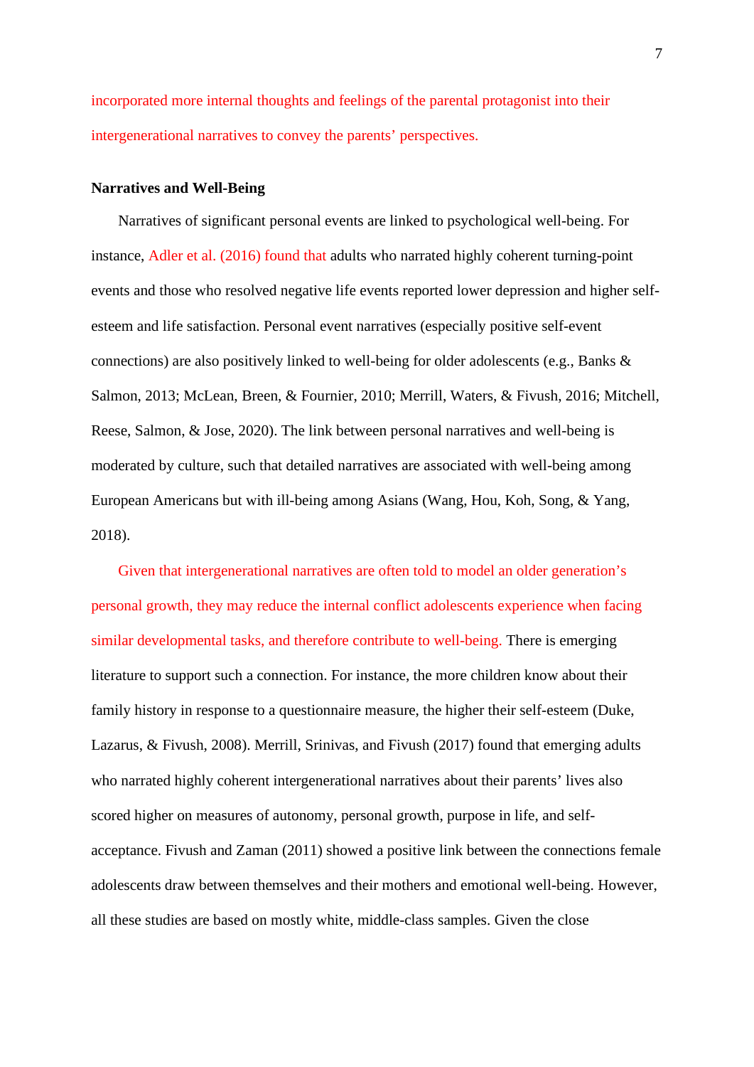incorporated more internal thoughts and feelings of the parental protagonist into their intergenerational narratives to convey the parents' perspectives.

**Narratives and Well-Being**

Narratives of significant personal events are linked to psychological well-being. For instance, Adler et al. (2016) found that adults who narrated highly coherent turning-point events and those who resolved negative life events reported lower depression and higher self-esteem and life satisfaction. Personal event narratives (especially positive self-event connections) are also positively linked to well-being for older adolescents (e.g., Banks & Salmon, 2013; McLean, Breen, & Fournier, 2010; Merrill, Waters, & Fivush, 2016; Mitchell, Reese, Salmon, & Jose, 2020). The link between personal narratives and well-being is moderated by culture, such that detailed narratives are associated with well-being among European Americans but with ill-being among Asians (Wang, Hou, Koh, Song, & Yang, 2018).

Given that intergenerational narratives are often told to model an older generation's personal growth, they may reduce the internal conflict adolescents experience when facing similar developmental tasks, and therefore contribute to well-being. There is emerging literature to support such a connection. For instance, the more children know about their family history in response to a questionnaire measure, the higher their self-esteem (Duke, Lazarus, & Fivush, 2008). Merrill, Srinivas, and Fivush (2017) found that emerging adults who narrated highly coherent intergenerational narratives about their parents' lives also scored higher on measures of autonomy, personal growth, purpose in life, and self-acceptance. Fivush and Zaman (2011) showed a positive link between the connections female adolescents draw between themselves and their mothers and emotional well-being. However, all these studies are based on mostly white, middle-class samples. Given the close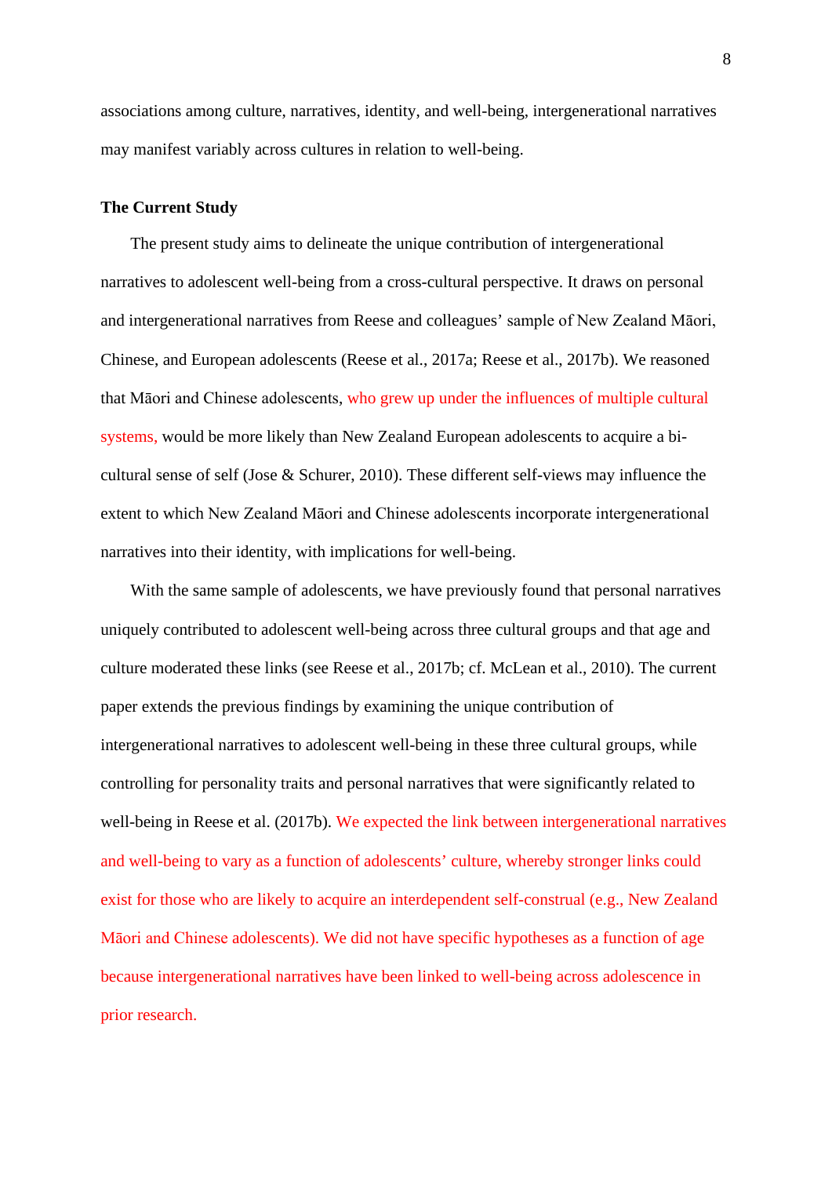associations among culture, narratives, identity, and well-being, intergenerational narratives may manifest variably across cultures in relation to well-being.

**The Current Study**

The present study aims to delineate the unique contribution of intergenerational narratives to adolescent well-being from a cross-cultural perspective. It draws on personal and intergenerational narratives from Reese and colleagues' sample of New Zealand Māori, Chinese, and European adolescents (Reese et al., 2017a; Reese et al., 2017b). We reasoned that Māori and Chinese adolescents, who grew up under the influences of multiple cultural systems, would be more likely than New Zealand European adolescents to acquire a bi-cultural sense of self (Jose & Schurer, 2010). These different self-views may influence the extent to which New Zealand Māori and Chinese adolescents incorporate intergenerational narratives into their identity, with implications for well-being.

With the same sample of adolescents, we have previously found that personal narratives uniquely contributed to adolescent well-being across three cultural groups and that age and culture moderated these links (see Reese et al., 2017b; cf. McLean et al., 2010). The current paper extends the previous findings by examining the unique contribution of intergenerational narratives to adolescent well-being in these three cultural groups, while controlling for personality traits and personal narratives that were significantly related to well-being in Reese et al. (2017b). We expected the link between intergenerational narratives and well-being to vary as a function of adolescents' culture, whereby stronger links could exist for those who are likely to acquire an interdependent self-construal (e.g., New Zealand Māori and Chinese adolescents). We did not have specific hypotheses as a function of age because intergenerational narratives have been linked to well-being across adolescence in prior research.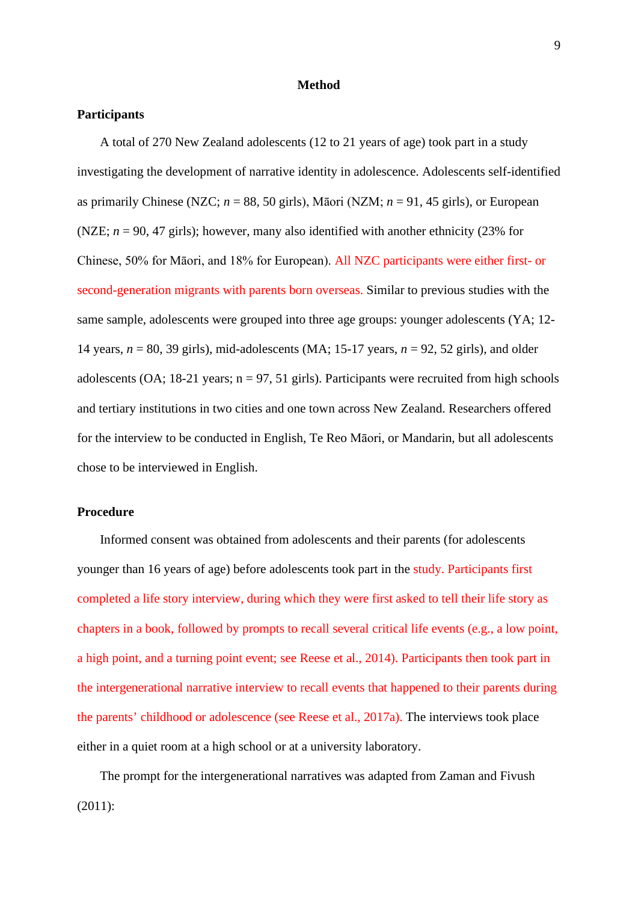# Method

## Participants

A total of 270 New Zealand adolescents (12 to 21 years of age) took part in a study investigating the development of narrative identity in adolescence. Adolescents self-identified as primarily Chinese (NZC; *n* = 88, 50 girls), Māori (NZM; *n* = 91, 45 girls), or European (NZE; *n* = 90, 47 girls); however, many also identified with another ethnicity (23% for Chinese, 50% for Māori, and 18% for European). All NZC participants were either first- or second-generation migrants with parents born overseas. Similar to previous studies with the same sample, adolescents were grouped into three age groups: younger adolescents (YA; 12-14 years, *n* = 80, 39 girls), mid-adolescents (MA; 15-17 years, *n* = 92, 52 girls), and older adolescents (OA; 18-21 years; n = 97, 51 girls). Participants were recruited from high schools and tertiary institutions in two cities and one town across New Zealand. Researchers offered for the interview to be conducted in English, Te Reo Māori, or Mandarin, but all adolescents chose to be interviewed in English.

## Procedure

Informed consent was obtained from adolescents and their parents (for adolescents younger than 16 years of age) before adolescents took part in the study. Participants first completed a life story interview, during which they were first asked to tell their life story as chapters in a book, followed by prompts to recall several critical life events (e.g., a low point, a high point, and a turning point event; see Reese et al., 2014). Participants then took part in the intergenerational narrative interview to recall events that happened to their parents during the parents' childhood or adolescence (see Reese et al., 2017a). The interviews took place either in a quiet room at a high school or at a university laboratory.

The prompt for the intergenerational narratives was adapted from Zaman and Fivush (2011):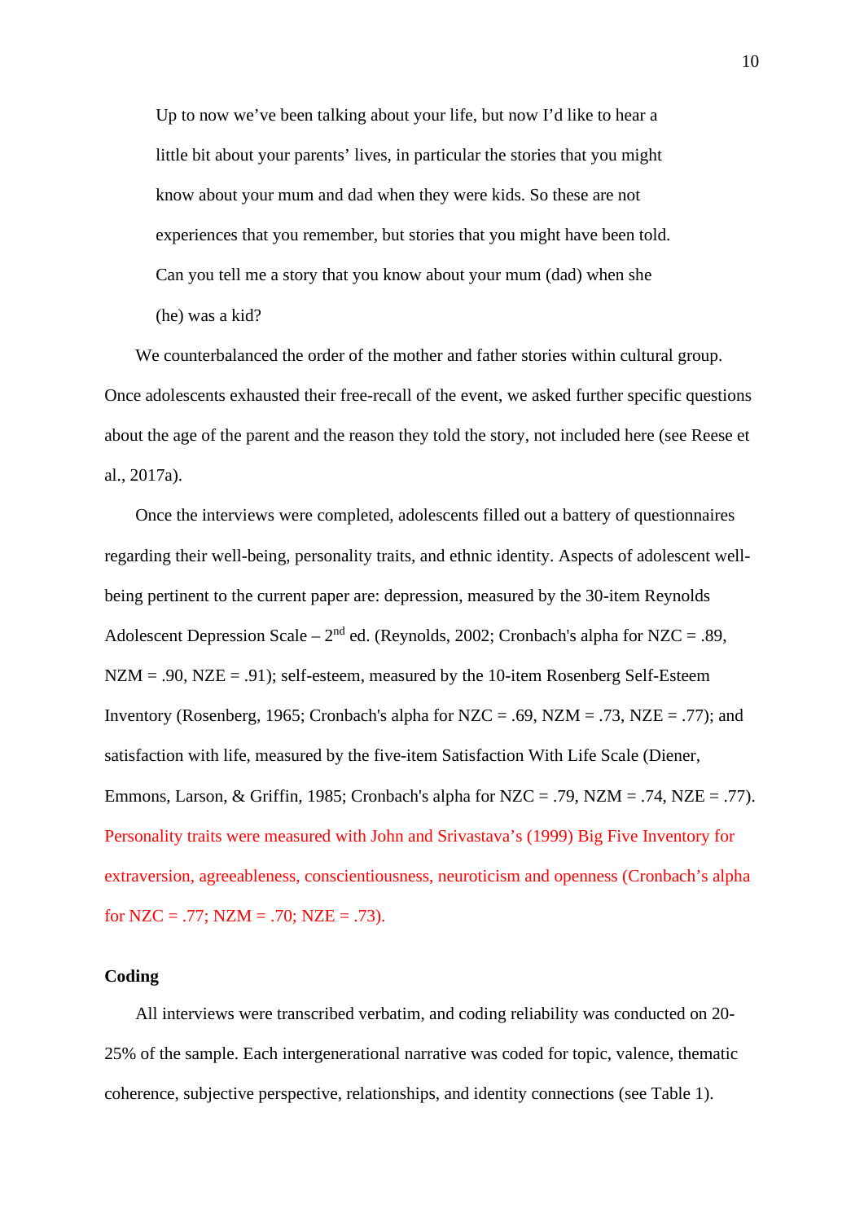> Up to now we've been talking about your life, but now I'd like to hear a little bit about your parents' lives, in particular the stories that you might know about your mum and dad when they were kids. So these are not experiences that you remember, but stories that you might have been told. Can you tell me a story that you know about your mum (dad) when she (he) was a kid?

We counterbalanced the order of the mother and father stories within cultural group. Once adolescents exhausted their free-recall of the event, we asked further specific questions about the age of the parent and the reason they told the story, not included here (see Reese et al., 2017a).

Once the interviews were completed, adolescents filled out a battery of questionnaires regarding their well-being, personality traits, and ethnic identity. Aspects of adolescent well-being pertinent to the current paper are: depression, measured by the 30-item Reynolds Adolescent Depression Scale – 2nd ed. (Reynolds, 2002; Cronbach's alpha for NZC = .89, NZM = .90, NZE = .91); self-esteem, measured by the 10-item Rosenberg Self-Esteem Inventory (Rosenberg, 1965; Cronbach's alpha for NZC = .69, NZM = .73, NZE = .77); and satisfaction with life, measured by the five-item Satisfaction With Life Scale (Diener, Emmons, Larson, & Griffin, 1985; Cronbach's alpha for NZC = .79, NZM = .74, NZE = .77). Personality traits were measured with John and Srivastava's (1999) Big Five Inventory for extraversion, agreeableness, conscientiousness, neuroticism and openness (Cronbach's alpha for NZC = .77; NZM = .70; NZE = .73).

**Coding**

All interviews were transcribed verbatim, and coding reliability was conducted on 20-25% of the sample. Each intergenerational narrative was coded for topic, valence, thematic coherence, subjective perspective, relationships, and identity connections (see Table 1).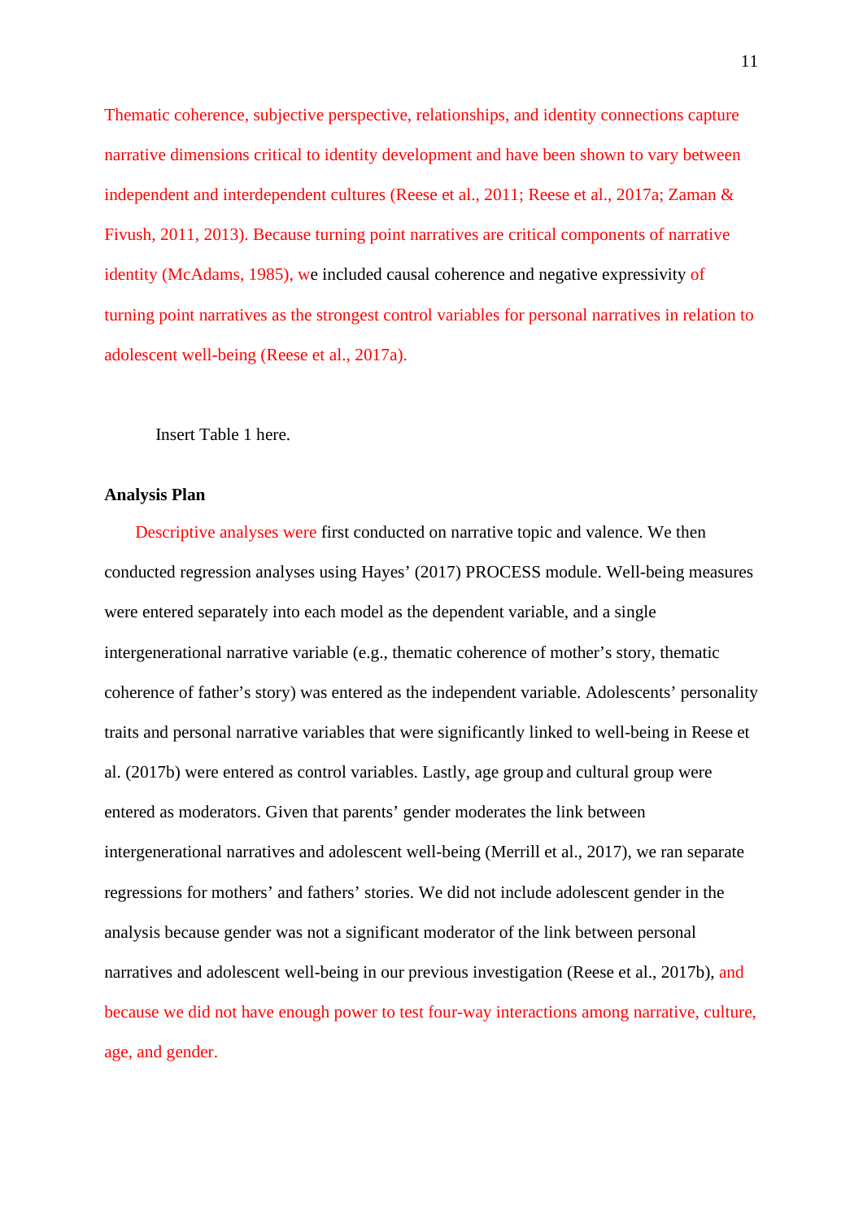Thematic coherence, subjective perspective, relationships, and identity connections capture narrative dimensions critical to identity development and have been shown to vary between independent and interdependent cultures (Reese et al., 2011; Reese et al., 2017a; Zaman & Fivush, 2011, 2013). Because turning point narratives are critical components of narrative identity (McAdams, 1985), we included causal coherence and negative expressivity of turning point narratives as the strongest control variables for personal narratives in relation to adolescent well-being (Reese et al., 2017a).

Insert Table 1 here.

**Analysis Plan**

Descriptive analyses were first conducted on narrative topic and valence. We then conducted regression analyses using Hayes' (2017) PROCESS module. Well-being measures were entered separately into each model as the dependent variable, and a single intergenerational narrative variable (e.g., thematic coherence of mother's story, thematic coherence of father's story) was entered as the independent variable. Adolescents' personality traits and personal narrative variables that were significantly linked to well-being in Reese et al. (2017b) were entered as control variables. Lastly, age group and cultural group were entered as moderators. Given that parents' gender moderates the link between intergenerational narratives and adolescent well-being (Merrill et al., 2017), we ran separate regressions for mothers' and fathers' stories. We did not include adolescent gender in the analysis because gender was not a significant moderator of the link between personal narratives and adolescent well-being in our previous investigation (Reese et al., 2017b), and because we did not have enough power to test four-way interactions among narrative, culture, age, and gender.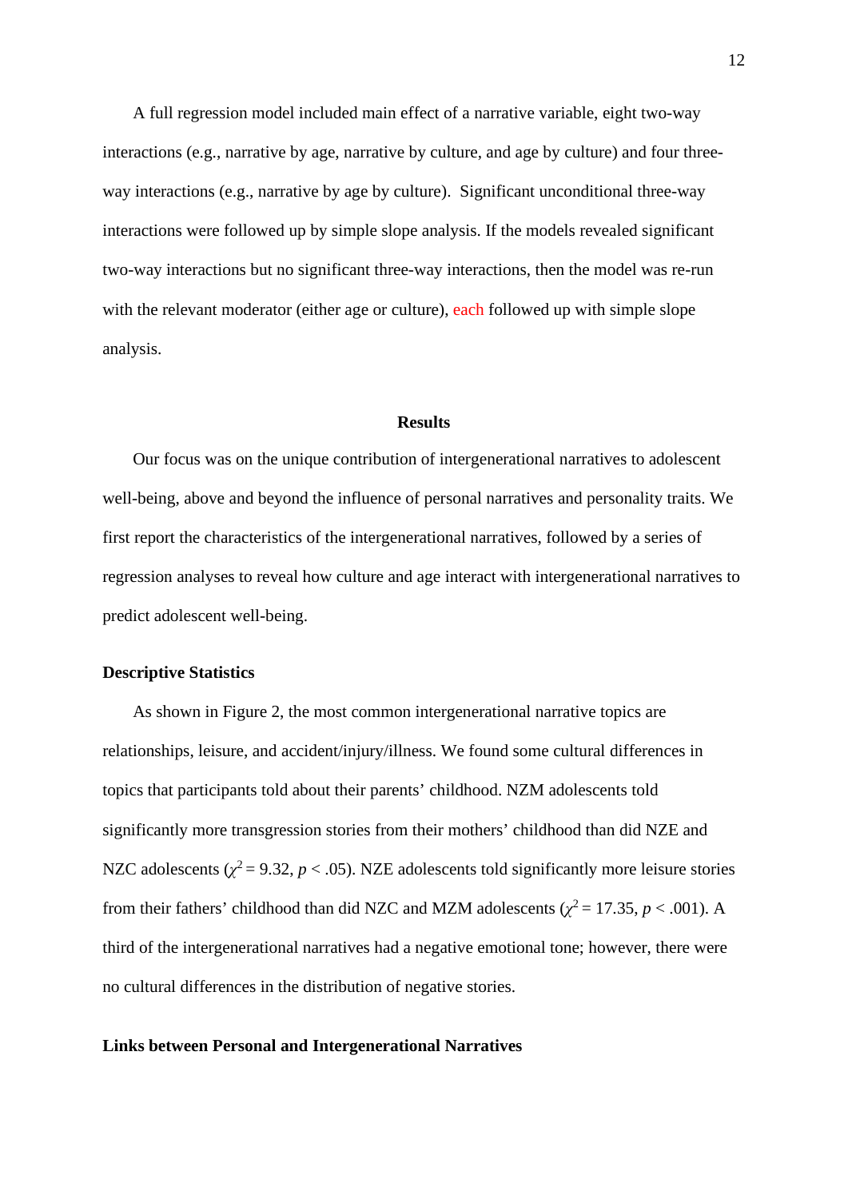A full regression model included main effect of a narrative variable, eight two-way interactions (e.g., narrative by age, narrative by culture, and age by culture) and four three-way interactions (e.g., narrative by age by culture). Significant unconditional three-way interactions were followed up by simple slope analysis. If the models revealed significant two-way interactions but no significant three-way interactions, then the model was re-run with the relevant moderator (either age or culture), each followed up with simple slope analysis.

## Results

Our focus was on the unique contribution of intergenerational narratives to adolescent well-being, above and beyond the influence of personal narratives and personality traits. We first report the characteristics of the intergenerational narratives, followed by a series of regression analyses to reveal how culture and age interact with intergenerational narratives to predict adolescent well-being.

### Descriptive Statistics

As shown in Figure 2, the most common intergenerational narrative topics are relationships, leisure, and accident/injury/illness. We found some cultural differences in topics that participants told about their parents' childhood. NZM adolescents told significantly more transgression stories from their mothers' childhood than did NZE and NZC adolescents ($\chi^2 = 9.32$, $p < .05$). NZE adolescents told significantly more leisure stories from their fathers' childhood than did NZC and MZM adolescents ($\chi^2 = 17.35$, $p < .001$). A third of the intergenerational narratives had a negative emotional tone; however, there were no cultural differences in the distribution of negative stories.

### Links between Personal and Intergenerational Narratives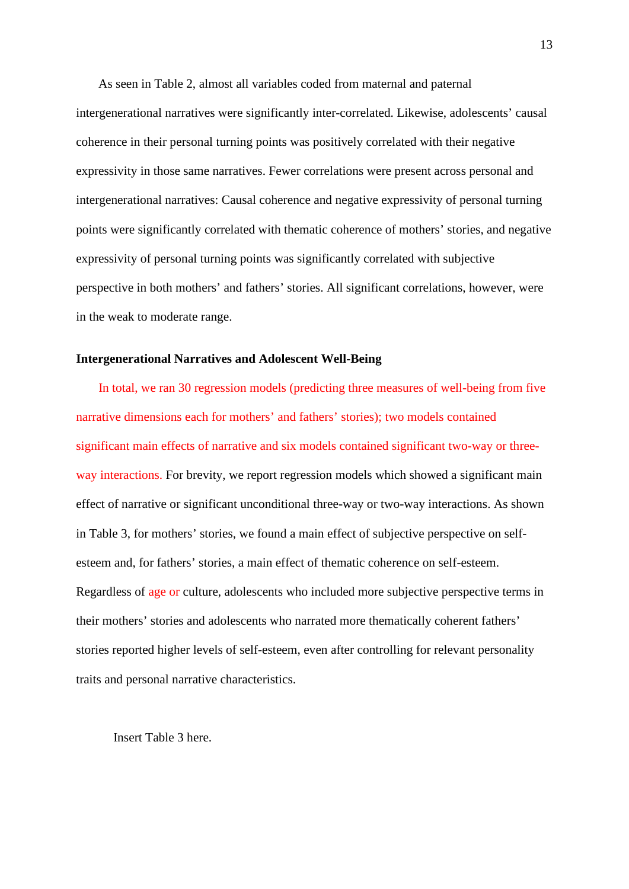As seen in Table 2, almost all variables coded from maternal and paternal intergenerational narratives were significantly inter-correlated. Likewise, adolescents' causal coherence in their personal turning points was positively correlated with their negative expressivity in those same narratives. Fewer correlations were present across personal and intergenerational narratives: Causal coherence and negative expressivity of personal turning points were significantly correlated with thematic coherence of mothers' stories, and negative expressivity of personal turning points was significantly correlated with subjective perspective in both mothers' and fathers' stories. All significant correlations, however, were in the weak to moderate range.

**Intergenerational Narratives and Adolescent Well-Being**

In total, we ran 30 regression models (predicting three measures of well-being from five narrative dimensions each for mothers' and fathers' stories); two models contained significant main effects of narrative and six models contained significant two-way or three-way interactions. For brevity, we report regression models which showed a significant main effect of narrative or significant unconditional three-way or two-way interactions. As shown in Table 3, for mothers' stories, we found a main effect of subjective perspective on self-esteem and, for fathers' stories, a main effect of thematic coherence on self-esteem. Regardless of age or culture, adolescents who included more subjective perspective terms in their mothers' stories and adolescents who narrated more thematically coherent fathers' stories reported higher levels of self-esteem, even after controlling for relevant personality traits and personal narrative characteristics.

Insert Table 3 here.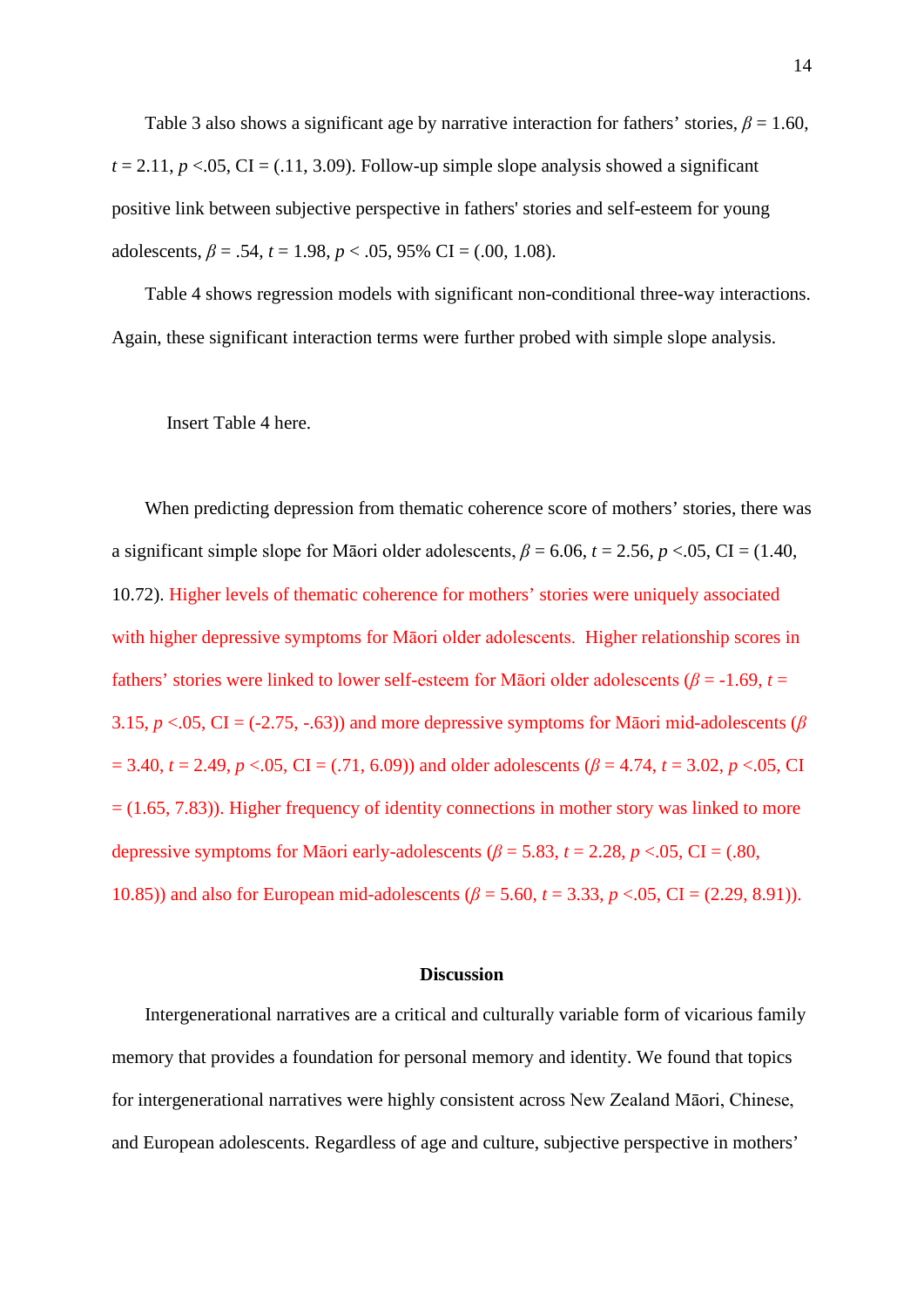Table 3 also shows a significant age by narrative interaction for fathers' stories, $\beta = 1.60$, $t = 2.11$, $p < .05$, CI = (.11, 3.09). Follow-up simple slope analysis showed a significant positive link between subjective perspective in fathers' stories and self-esteem for young adolescents, $\beta = .54$, $t = 1.98$, $p < .05$, 95% CI = (.00, 1.08).

Table 4 shows regression models with significant non-conditional three-way interactions. Again, these significant interaction terms were further probed with simple slope analysis.

Insert Table 4 here.

When predicting depression from thematic coherence score of mothers' stories, there was a significant simple slope for Māori older adolescents, $\beta = 6.06$, $t = 2.56$, $p < .05$, CI = (1.40, 10.72). Higher levels of thematic coherence for mothers' stories were uniquely associated with higher depressive symptoms for Māori older adolescents. Higher relationship scores in fathers' stories were linked to lower self-esteem for Māori older adolescents ($\beta = -1.69$, $t = 3.15$, $p < .05$, CI = (-2.75, -.63)) and more depressive symptoms for Māori mid-adolescents ($\beta = 3.40$, $t = 2.49$, $p < .05$, CI = (.71, 6.09)) and older adolescents ($\beta = 4.74$, $t = 3.02$, $p < .05$, CI = (1.65, 7.83)). Higher frequency of identity connections in mother story was linked to more depressive symptoms for Māori early-adolescents ($\beta = 5.83$, $t = 2.28$, $p < .05$, CI = (.80, 10.85)) and also for European mid-adolescents ($\beta = 5.60$, $t = 3.33$, $p < .05$, CI = (2.29, 8.91)).

## Discussion

Intergenerational narratives are a critical and culturally variable form of vicarious family memory that provides a foundation for personal memory and identity. We found that topics for intergenerational narratives were highly consistent across New Zealand Māori, Chinese, and European adolescents. Regardless of age and culture, subjective perspective in mothers'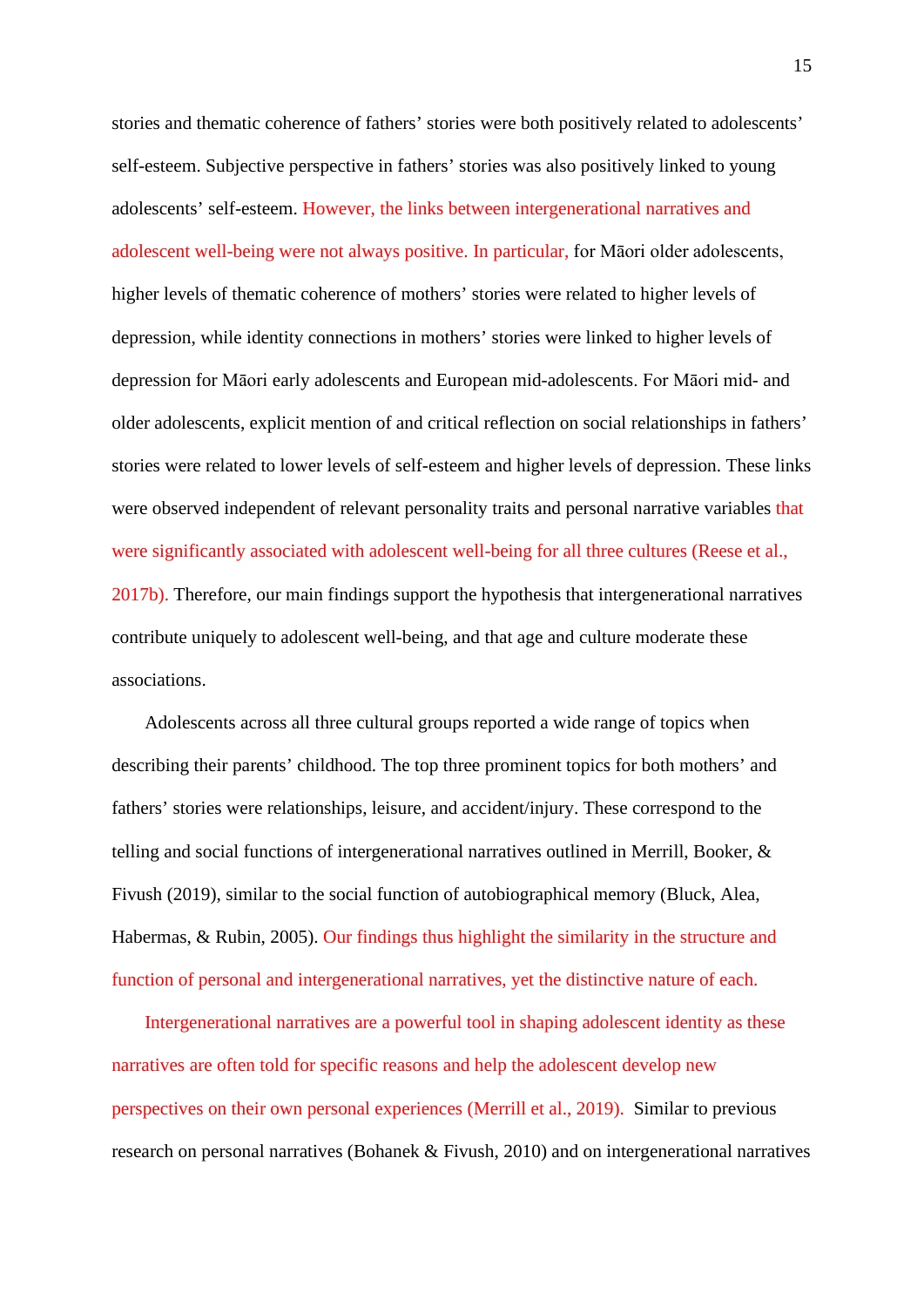stories and thematic coherence of fathers' stories were both positively related to adolescents' self-esteem. Subjective perspective in fathers' stories was also positively linked to young adolescents' self-esteem. However, the links between intergenerational narratives and adolescent well-being were not always positive. In particular, for Māori older adolescents, higher levels of thematic coherence of mothers' stories were related to higher levels of depression, while identity connections in mothers' stories were linked to higher levels of depression for Māori early adolescents and European mid-adolescents. For Māori mid- and older adolescents, explicit mention of and critical reflection on social relationships in fathers' stories were related to lower levels of self-esteem and higher levels of depression. These links were observed independent of relevant personality traits and personal narrative variables that were significantly associated with adolescent well-being for all three cultures (Reese et al., 2017b). Therefore, our main findings support the hypothesis that intergenerational narratives contribute uniquely to adolescent well-being, and that age and culture moderate these associations.

Adolescents across all three cultural groups reported a wide range of topics when describing their parents' childhood. The top three prominent topics for both mothers' and fathers' stories were relationships, leisure, and accident/injury. These correspond to the telling and social functions of intergenerational narratives outlined in Merrill, Booker, & Fivush (2019), similar to the social function of autobiographical memory (Bluck, Alea, Habermas, & Rubin, 2005). Our findings thus highlight the similarity in the structure and function of personal and intergenerational narratives, yet the distinctive nature of each.

Intergenerational narratives are a powerful tool in shaping adolescent identity as these narratives are often told for specific reasons and help the adolescent develop new perspectives on their own personal experiences (Merrill et al., 2019). Similar to previous research on personal narratives (Bohanek & Fivush, 2010) and on intergenerational narratives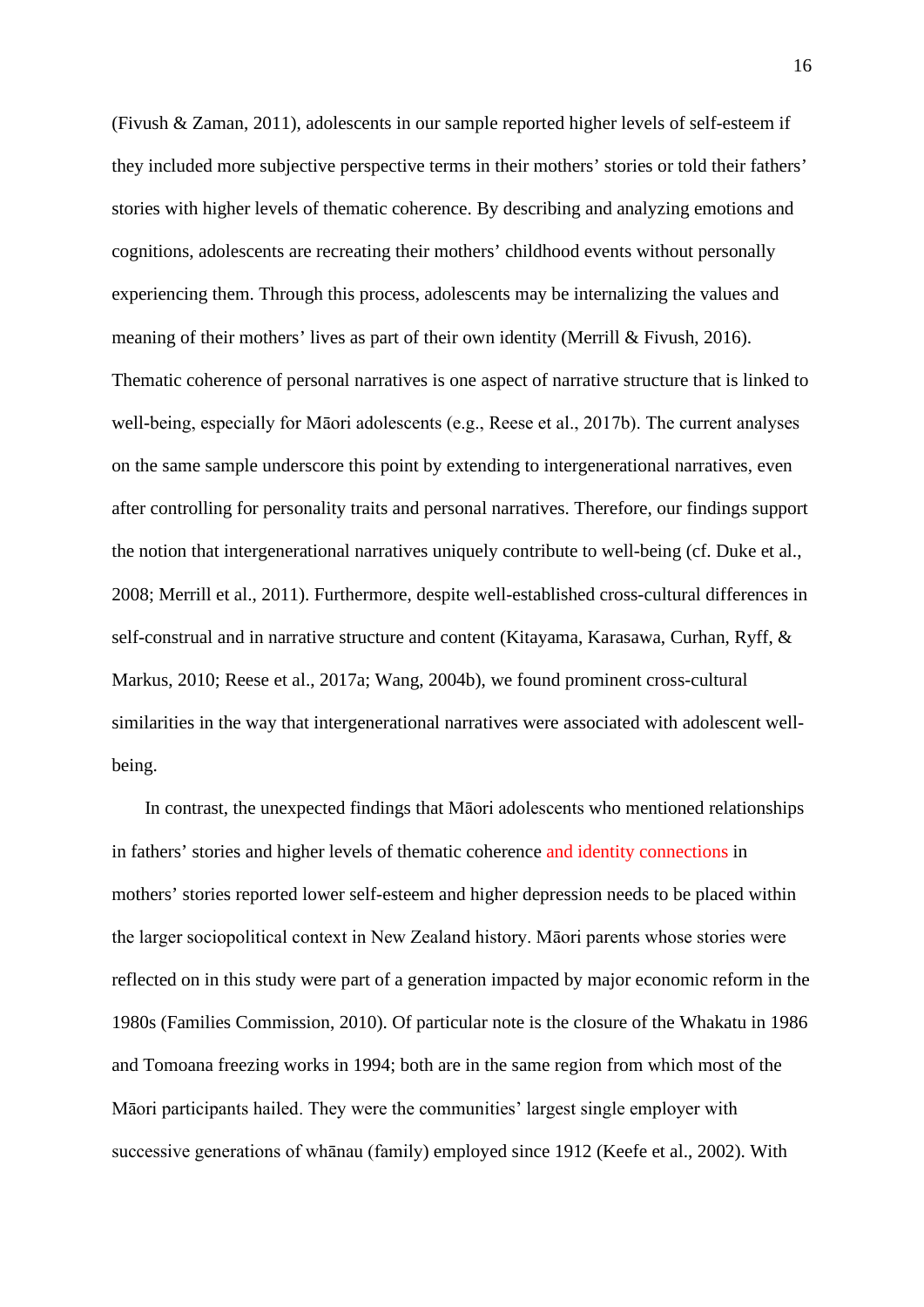(Fivush & Zaman, 2011), adolescents in our sample reported higher levels of self-esteem if they included more subjective perspective terms in their mothers' stories or told their fathers' stories with higher levels of thematic coherence. By describing and analyzing emotions and cognitions, adolescents are recreating their mothers' childhood events without personally experiencing them. Through this process, adolescents may be internalizing the values and meaning of their mothers' lives as part of their own identity (Merrill & Fivush, 2016). Thematic coherence of personal narratives is one aspect of narrative structure that is linked to well-being, especially for Māori adolescents (e.g., Reese et al., 2017b). The current analyses on the same sample underscore this point by extending to intergenerational narratives, even after controlling for personality traits and personal narratives. Therefore, our findings support the notion that intergenerational narratives uniquely contribute to well-being (cf. Duke et al., 2008; Merrill et al., 2011). Furthermore, despite well-established cross-cultural differences in self-construal and in narrative structure and content (Kitayama, Karasawa, Curhan, Ryff, & Markus, 2010; Reese et al., 2017a; Wang, 2004b), we found prominent cross-cultural similarities in the way that intergenerational narratives were associated with adolescent well-being.

In contrast, the unexpected findings that Māori adolescents who mentioned relationships in fathers' stories and higher levels of thematic coherence and identity connections in mothers' stories reported lower self-esteem and higher depression needs to be placed within the larger sociopolitical context in New Zealand history. Māori parents whose stories were reflected on in this study were part of a generation impacted by major economic reform in the 1980s (Families Commission, 2010). Of particular note is the closure of the Whakatu in 1986 and Tomoana freezing works in 1994; both are in the same region from which most of the Māori participants hailed. They were the communities' largest single employer with successive generations of whānau (family) employed since 1912 (Keefe et al., 2002). With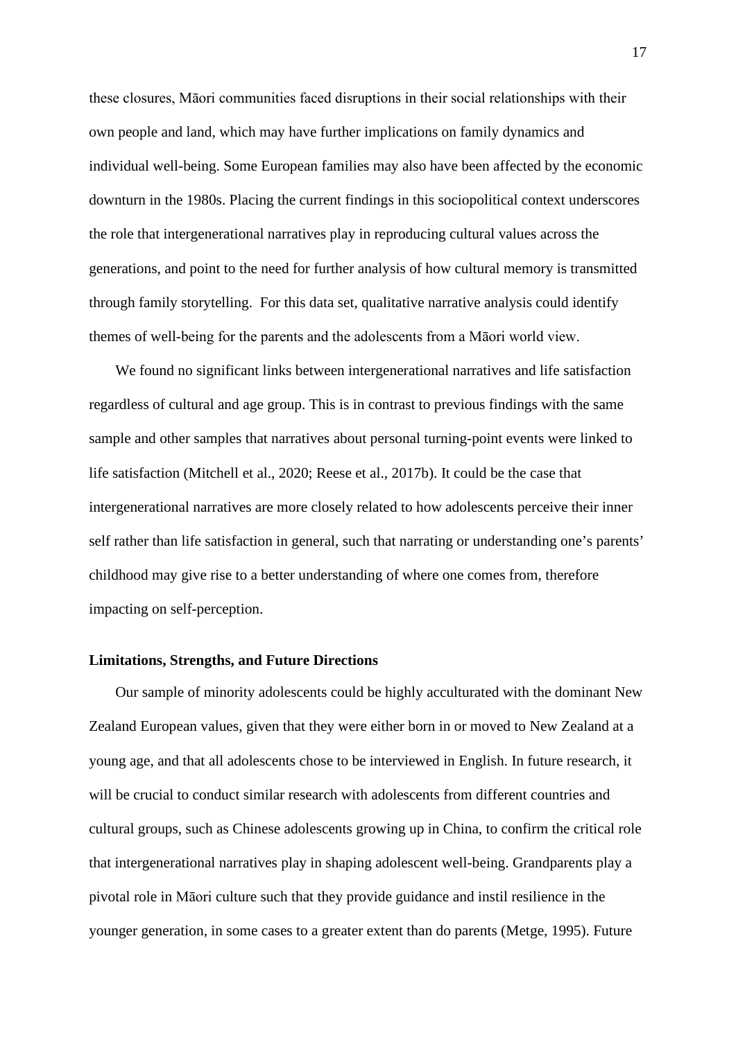these closures, Māori communities faced disruptions in their social relationships with their own people and land, which may have further implications on family dynamics and individual well-being. Some European families may also have been affected by the economic downturn in the 1980s. Placing the current findings in this sociopolitical context underscores the role that intergenerational narratives play in reproducing cultural values across the generations, and point to the need for further analysis of how cultural memory is transmitted through family storytelling.  For this data set, qualitative narrative analysis could identify themes of well-being for the parents and the adolescents from a Māori world view.

We found no significant links between intergenerational narratives and life satisfaction regardless of cultural and age group. This is in contrast to previous findings with the same sample and other samples that narratives about personal turning-point events were linked to life satisfaction (Mitchell et al., 2020; Reese et al., 2017b). It could be the case that intergenerational narratives are more closely related to how adolescents perceive their inner self rather than life satisfaction in general, such that narrating or understanding one's parents' childhood may give rise to a better understanding of where one comes from, therefore impacting on self-perception.

### Limitations, Strengths, and Future Directions

Our sample of minority adolescents could be highly acculturated with the dominant New Zealand European values, given that they were either born in or moved to New Zealand at a young age, and that all adolescents chose to be interviewed in English. In future research, it will be crucial to conduct similar research with adolescents from different countries and cultural groups, such as Chinese adolescents growing up in China, to confirm the critical role that intergenerational narratives play in shaping adolescent well-being. Grandparents play a pivotal role in Māori culture such that they provide guidance and instil resilience in the younger generation, in some cases to a greater extent than do parents (Metge, 1995). Future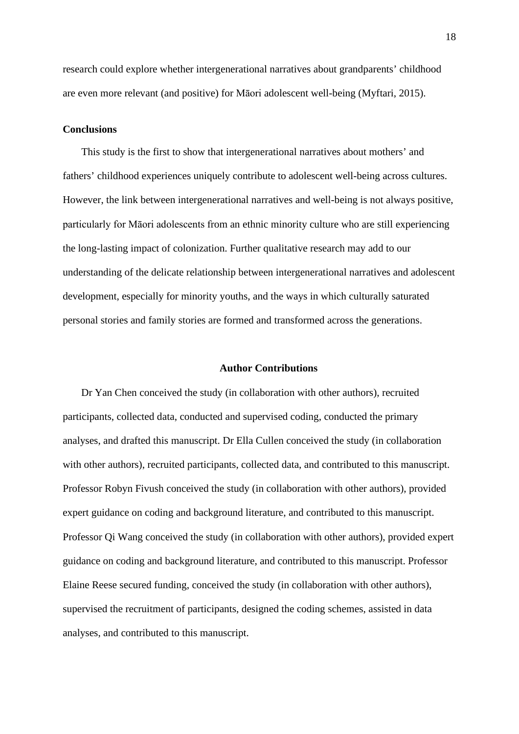research could explore whether intergenerational narratives about grandparents' childhood are even more relevant (and positive) for Māori adolescent well-being (Myftari, 2015).

**Conclusions**

This study is the first to show that intergenerational narratives about mothers' and fathers' childhood experiences uniquely contribute to adolescent well-being across cultures. However, the link between intergenerational narratives and well-being is not always positive, particularly for Māori adolescents from an ethnic minority culture who are still experiencing the long-lasting impact of colonization. Further qualitative research may add to our understanding of the delicate relationship between intergenerational narratives and adolescent development, especially for minority youths, and the ways in which culturally saturated personal stories and family stories are formed and transformed across the generations.

## Author Contributions

Dr Yan Chen conceived the study (in collaboration with other authors), recruited participants, collected data, conducted and supervised coding, conducted the primary analyses, and drafted this manuscript. Dr Ella Cullen conceived the study (in collaboration with other authors), recruited participants, collected data, and contributed to this manuscript. Professor Robyn Fivush conceived the study (in collaboration with other authors), provided expert guidance on coding and background literature, and contributed to this manuscript. Professor Qi Wang conceived the study (in collaboration with other authors), provided expert guidance on coding and background literature, and contributed to this manuscript. Professor Elaine Reese secured funding, conceived the study (in collaboration with other authors), supervised the recruitment of participants, designed the coding schemes, assisted in data analyses, and contributed to this manuscript.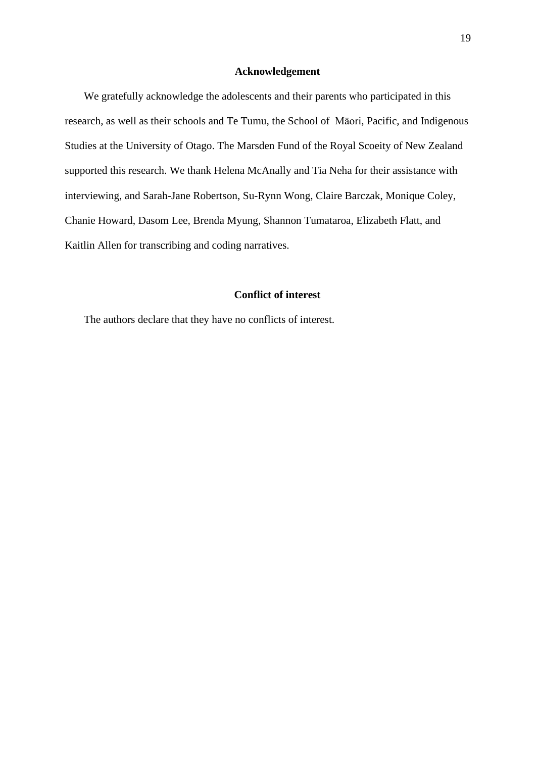## Acknowledgement

We gratefully acknowledge the adolescents and their parents who participated in this research, as well as their schools and Te Tumu, the School of Māori, Pacific, and Indigenous Studies at the University of Otago. The Marsden Fund of the Royal Scoeity of New Zealand supported this research. We thank Helena McAnally and Tia Neha for their assistance with interviewing, and Sarah-Jane Robertson, Su-Rynn Wong, Claire Barczak, Monique Coley, Chanie Howard, Dasom Lee, Brenda Myung, Shannon Tumataroa, Elizabeth Flatt, and Kaitlin Allen for transcribing and coding narratives.

## Conflict of interest

The authors declare that they have no conflicts of interest.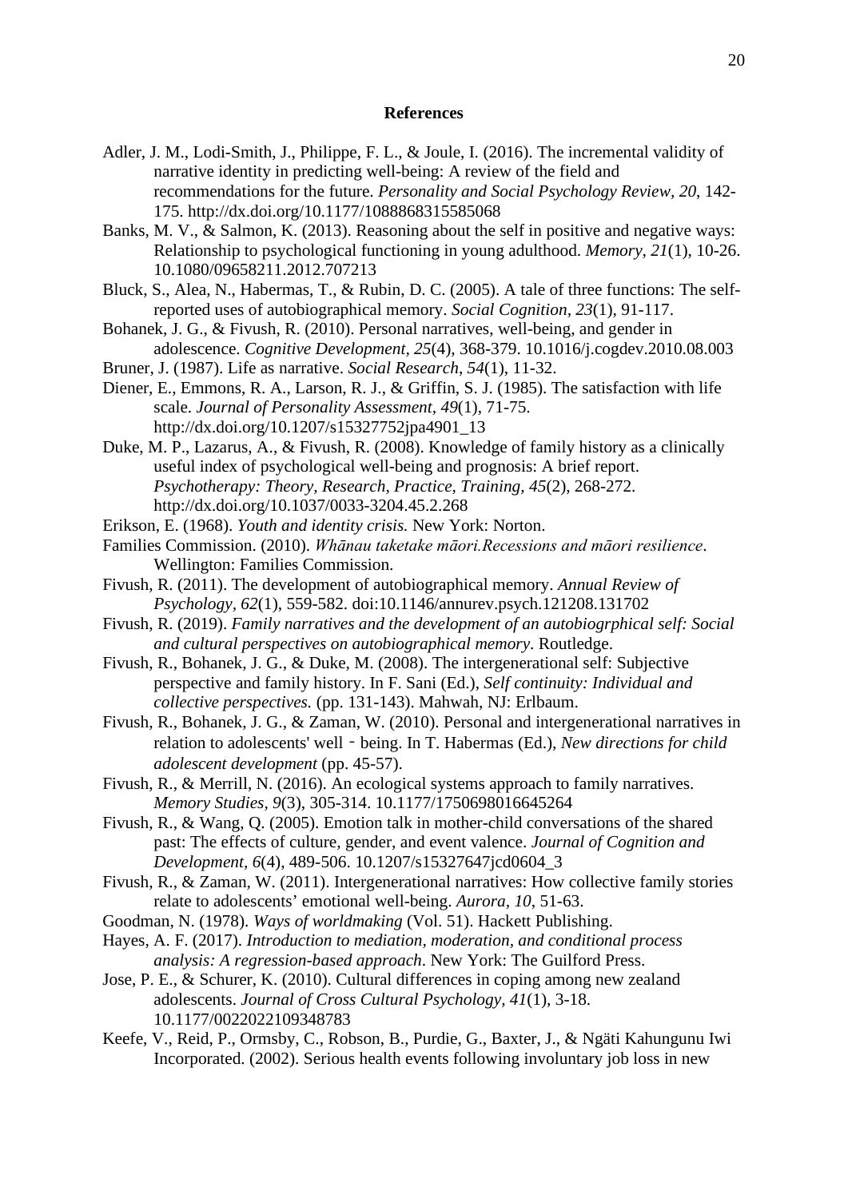# References

Adler, J. M., Lodi-Smith, J., Philippe, F. L., & Joule, I. (2016). The incremental validity of narrative identity in predicting well-being: A review of the field and recommendations for the future. *Personality and Social Psychology Review, 20*, 142-175. http://dx.doi.org/10.1177/1088868315585068

Banks, M. V., & Salmon, K. (2013). Reasoning about the self in positive and negative ways: Relationship to psychological functioning in young adulthood. *Memory, 21*(1), 10-26. 10.1080/09658211.2012.707213

Bluck, S., Alea, N., Habermas, T., & Rubin, D. C. (2005). A tale of three functions: The self-reported uses of autobiographical memory. *Social Cognition, 23*(1), 91-117.

Bohanek, J. G., & Fivush, R. (2010). Personal narratives, well-being, and gender in adolescence. *Cognitive Development, 25*(4), 368-379. 10.1016/j.cogdev.2010.08.003

Bruner, J. (1987). Life as narrative. *Social Research, 54*(1), 11-32.

Diener, E., Emmons, R. A., Larson, R. J., & Griffin, S. J. (1985). The satisfaction with life scale. *Journal of Personality Assessment, 49*(1), 71-75. http://dx.doi.org/10.1207/s15327752jpa4901_13

Duke, M. P., Lazarus, A., & Fivush, R. (2008). Knowledge of family history as a clinically useful index of psychological well-being and prognosis: A brief report. *Psychotherapy: Theory, Research, Practice, Training, 45*(2), 268-272. http://dx.doi.org/10.1037/0033-3204.45.2.268

Erikson, E. (1968). *Youth and identity crisis.* New York: Norton.

Families Commission. (2010). *Whānau taketake māori.Recessions and māori resilience*. Wellington: Families Commission.

Fivush, R. (2011). The development of autobiographical memory. *Annual Review of Psychology, 62*(1), 559-582. doi:10.1146/annurev.psych.121208.131702

Fivush, R. (2019). *Family narratives and the development of an autobiogrphical self: Social and cultural perspectives on autobiographical memory*. Routledge.

Fivush, R., Bohanek, J. G., & Duke, M. (2008). The intergenerational self: Subjective perspective and family history. In F. Sani (Ed.), *Self continuity: Individual and collective perspectives.* (pp. 131-143). Mahwah, NJ: Erlbaum.

Fivush, R., Bohanek, J. G., & Zaman, W. (2010). Personal and intergenerational narratives in relation to adolescents' well‐being. In T. Habermas (Ed.), *New directions for child adolescent development* (pp. 45-57).

Fivush, R., & Merrill, N. (2016). An ecological systems approach to family narratives. *Memory Studies, 9*(3), 305-314. 10.1177/1750698016645264

Fivush, R., & Wang, Q. (2005). Emotion talk in mother-child conversations of the shared past: The effects of culture, gender, and event valence. *Journal of Cognition and Development, 6*(4), 489-506. 10.1207/s15327647jcd0604_3

Fivush, R., & Zaman, W. (2011). Intergenerational narratives: How collective family stories relate to adolescents' emotional well-being. *Aurora, 10*, 51-63.

Goodman, N. (1978). *Ways of worldmaking* (Vol. 51). Hackett Publishing.

Hayes, A. F. (2017). *Introduction to mediation, moderation, and conditional process analysis: A regression-based approach*. New York: The Guilford Press.

Jose, P. E., & Schurer, K. (2010). Cultural differences in coping among new zealand adolescents. *Journal of Cross Cultural Psychology, 41*(1), 3-18. 10.1177/0022022109348783

Keefe, V., Reid, P., Ormsby, C., Robson, B., Purdie, G., Baxter, J., & Ngäti Kahungunu Iwi Incorporated. (2002). Serious health events following involuntary job loss in new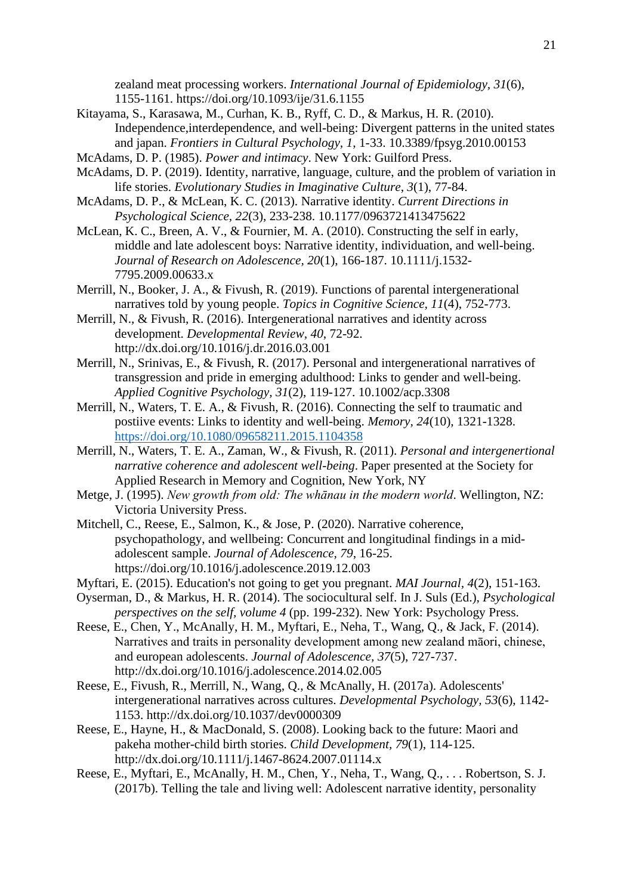zealand meat processing workers. *International Journal of Epidemiology, 31*(6), 1155-1161. https://doi.org/10.1093/ije/31.6.1155

Kitayama, S., Karasawa, M., Curhan, K. B., Ryff, C. D., & Markus, H. R. (2010). Independence,interdependence, and well-being: Divergent patterns in the united states and japan. *Frontiers in Cultural Psychology, 1*, 1-33. 10.3389/fpsyg.2010.00153

McAdams, D. P. (1985). *Power and intimacy*. New York: Guilford Press.

McAdams, D. P. (2019). Identity, narrative, language, culture, and the problem of variation in life stories. *Evolutionary Studies in Imaginative Culture, 3*(1), 77-84.

McAdams, D. P., & McLean, K. C. (2013). Narrative identity. *Current Directions in Psychological Science, 22*(3), 233-238. 10.1177/0963721413475622

McLean, K. C., Breen, A. V., & Fournier, M. A. (2010). Constructing the self in early, middle and late adolescent boys: Narrative identity, individuation, and well-being. *Journal of Research on Adolescence, 20*(1), 166-187. 10.1111/j.1532-7795.2009.00633.x

Merrill, N., Booker, J. A., & Fivush, R. (2019). Functions of parental intergenerational narratives told by young people. *Topics in Cognitive Science, 11*(4), 752-773.

Merrill, N., & Fivush, R. (2016). Intergenerational narratives and identity across development. *Developmental Review, 40*, 72-92. http://dx.doi.org/10.1016/j.dr.2016.03.001

Merrill, N., Srinivas, E., & Fivush, R. (2017). Personal and intergenerational narratives of transgression and pride in emerging adulthood: Links to gender and well-being. *Applied Cognitive Psychology, 31*(2), 119-127. 10.1002/acp.3308

Merrill, N., Waters, T. E. A., & Fivush, R. (2016). Connecting the self to traumatic and postiive events: Links to identity and well-being. *Memory, 24*(10), 1321-1328. https://doi.org/10.1080/09658211.2015.1104358

Merrill, N., Waters, T. E. A., Zaman, W., & Fivush, R. (2011). *Personal and intergenertional narrative coherence and adolescent well-being*. Paper presented at the Society for Applied Research in Memory and Cognition, New York, NY

Metge, J. (1995). *New growth from old: The whānau in the modern world*. Wellington, NZ: Victoria University Press.

Mitchell, C., Reese, E., Salmon, K., & Jose, P. (2020). Narrative coherence, psychopathology, and wellbeing: Concurrent and longitudinal findings in a mid-adolescent sample. *Journal of Adolescence, 79*, 16-25. https://doi.org/10.1016/j.adolescence.2019.12.003

Myftari, E. (2015). Education's not going to get you pregnant. *MAI Journal, 4*(2), 151-163.

Oyserman, D., & Markus, H. R. (2014). The sociocultural self. In J. Suls (Ed.), *Psychological perspectives on the self, volume 4* (pp. 199-232). New York: Psychology Press.

Reese, E., Chen, Y., McAnally, H. M., Myftari, E., Neha, T., Wang, Q., & Jack, F. (2014). Narratives and traits in personality development among new zealand māori, chinese, and european adolescents. *Journal of Adolescence, 37*(5), 727-737. http://dx.doi.org/10.1016/j.adolescence.2014.02.005

Reese, E., Fivush, R., Merrill, N., Wang, Q., & McAnally, H. (2017a). Adolescents' intergenerational narratives across cultures. *Developmental Psychology, 53*(6), 1142-1153. http://dx.doi.org/10.1037/dev0000309

Reese, E., Hayne, H., & MacDonald, S. (2008). Looking back to the future: Maori and pakeha mother-child birth stories. *Child Development, 79*(1), 114-125. http://dx.doi.org/10.1111/j.1467-8624.2007.01114.x

Reese, E., Myftari, E., McAnally, H. M., Chen, Y., Neha, T., Wang, Q., . . . Robertson, S. J. (2017b). Telling the tale and living well: Adolescent narrative identity, personality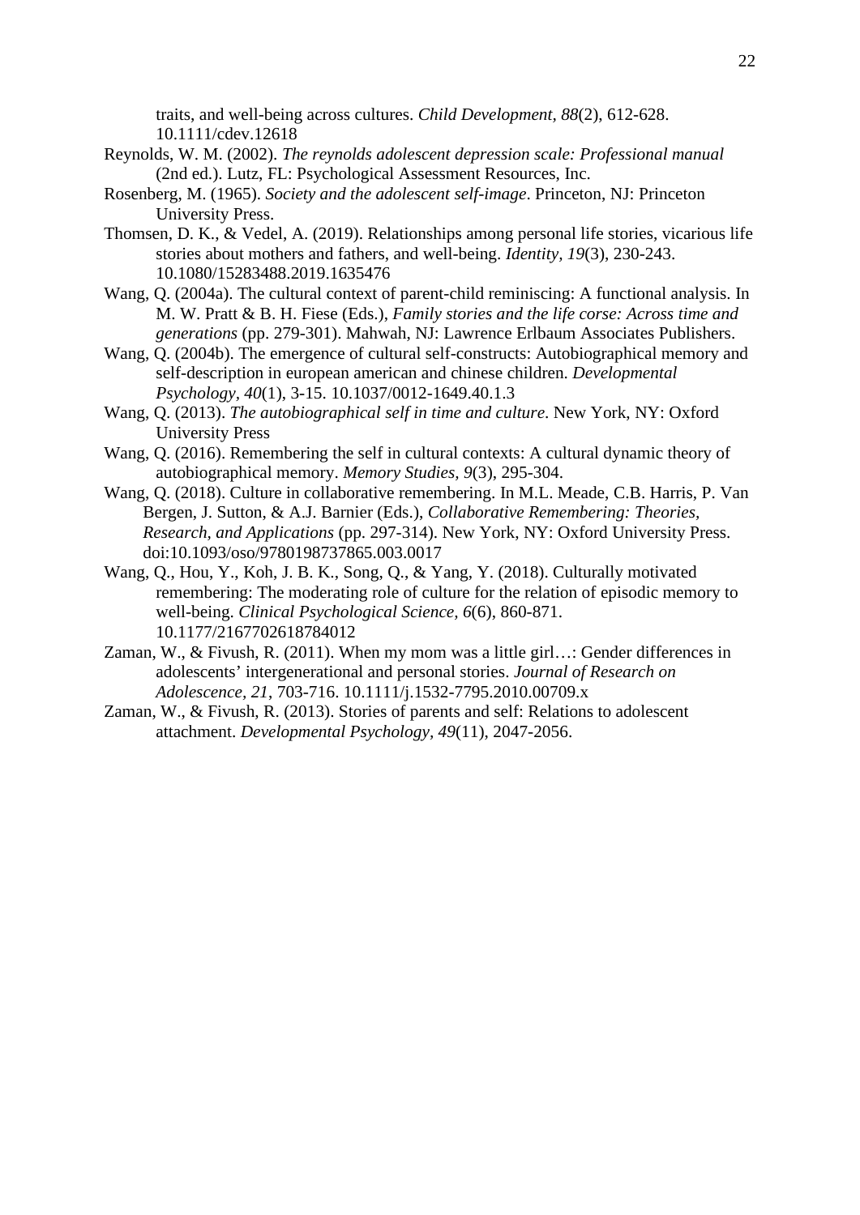traits, and well-being across cultures. *Child Development, 88*(2), 612-628. 10.1111/cdev.12618

Reynolds, W. M. (2002). *The reynolds adolescent depression scale: Professional manual* (2nd ed.). Lutz, FL: Psychological Assessment Resources, Inc.

Rosenberg, M. (1965). *Society and the adolescent self-image*. Princeton, NJ: Princeton University Press.

Thomsen, D. K., & Vedel, A. (2019). Relationships among personal life stories, vicarious life stories about mothers and fathers, and well-being. *Identity, 19*(3), 230-243. 10.1080/15283488.2019.1635476

Wang, Q. (2004a). The cultural context of parent-child reminiscing: A functional analysis. In M. W. Pratt & B. H. Fiese (Eds.), *Family stories and the life corse: Across time and generations* (pp. 279-301). Mahwah, NJ: Lawrence Erlbaum Associates Publishers.

Wang, Q. (2004b). The emergence of cultural self-constructs: Autobiographical memory and self-description in european american and chinese children. *Developmental Psychology, 40*(1), 3-15. 10.1037/0012-1649.40.1.3

Wang, Q. (2013). *The autobiographical self in time and culture*. New York, NY: Oxford University Press

Wang, Q. (2016). Remembering the self in cultural contexts: A cultural dynamic theory of autobiographical memory. *Memory Studies, 9*(3), 295-304.

Wang, Q. (2018). Culture in collaborative remembering. In M.L. Meade, C.B. Harris, P. Van Bergen, J. Sutton, & A.J. Barnier (Eds.), *Collaborative Remembering: Theories, Research, and Applications* (pp. 297-314). New York, NY: Oxford University Press. doi:10.1093/oso/9780198737865.003.0017

Wang, Q., Hou, Y., Koh, J. B. K., Song, Q., & Yang, Y. (2018). Culturally motivated remembering: The moderating role of culture for the relation of episodic memory to well-being. *Clinical Psychological Science, 6*(6), 860-871. 10.1177/2167702618784012

Zaman, W., & Fivush, R. (2011). When my mom was a little girl…: Gender differences in adolescents' intergenerational and personal stories. *Journal of Research on Adolescence, 21*, 703-716. 10.1111/j.1532-7795.2010.00709.x

Zaman, W., & Fivush, R. (2013). Stories of parents and self: Relations to adolescent attachment. *Developmental Psychology, 49*(11), 2047-2056.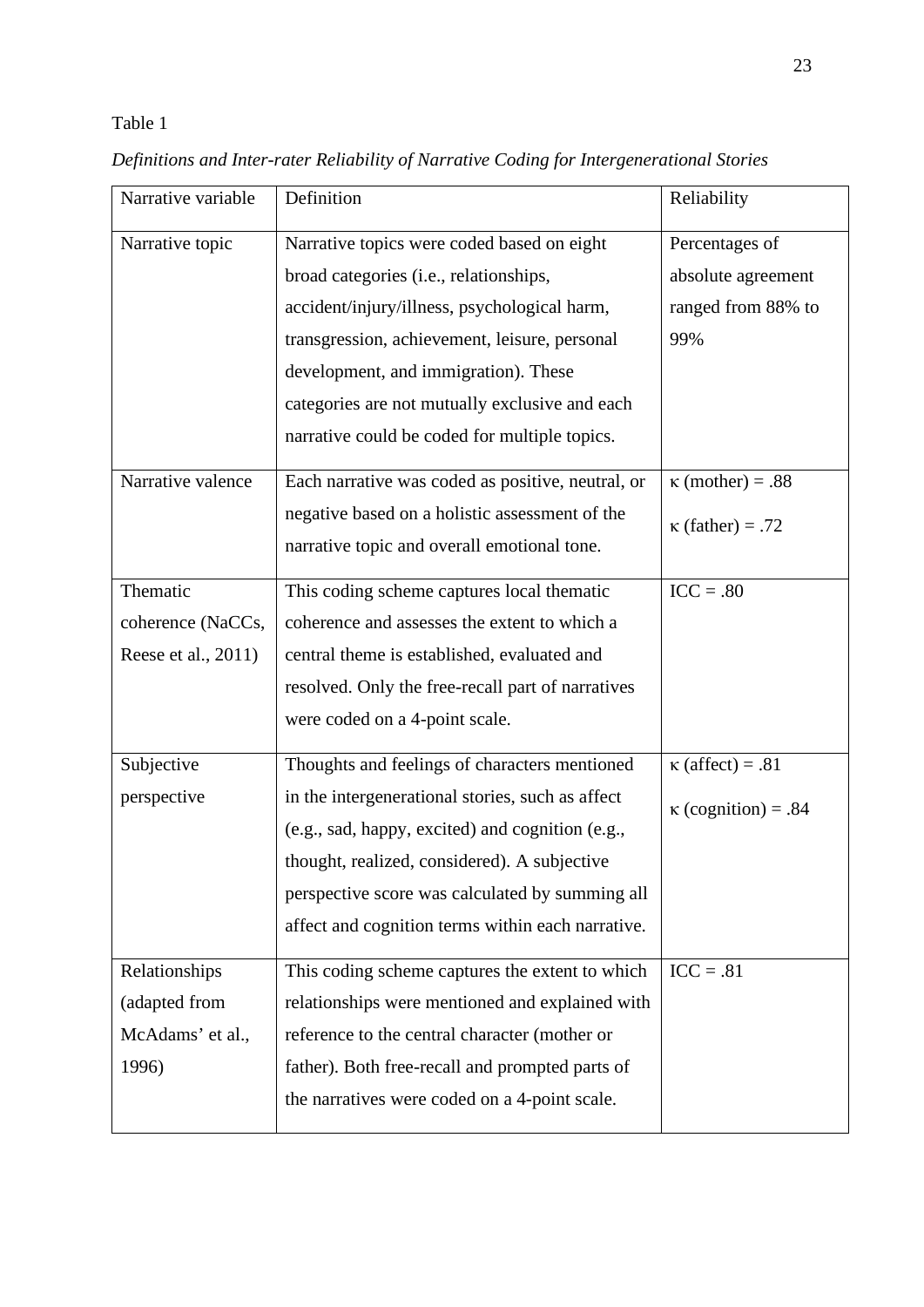Table 1

*Definitions and Inter-rater Reliability of Narrative Coding for Intergenerational Stories*

| Narrative variable | Definition | Reliability |
|---|---|---|
| Narrative topic | Narrative topics were coded based on eight broad categories (i.e., relationships, accident/injury/illness, psychological harm, transgression, achievement, leisure, personal development, and immigration). These categories are not mutually exclusive and each narrative could be coded for multiple topics. | Percentages of absolute agreement ranged from 88% to 99% |
| Narrative valence | Each narrative was coded as positive, neutral, or negative based on a holistic assessment of the narrative topic and overall emotional tone. | κ (mother) = .88<br>κ (father) = .72 |
| Thematic coherence (NaCCs, Reese et al., 2011) | This coding scheme captures local thematic coherence and assesses the extent to which a central theme is established, evaluated and resolved. Only the free-recall part of narratives were coded on a 4-point scale. | ICC = .80 |
| Subjective perspective | Thoughts and feelings of characters mentioned in the intergenerational stories, such as affect (e.g., sad, happy, excited) and cognition (e.g., thought, realized, considered). A subjective perspective score was calculated by summing all affect and cognition terms within each narrative. | κ (affect) = .81<br>κ (cognition) = .84 |
| Relationships (adapted from McAdams' et al., 1996) | This coding scheme captures the extent to which relationships were mentioned and explained with reference to the central character (mother or father). Both free-recall and prompted parts of the narratives were coded on a 4-point scale. | ICC = .81 |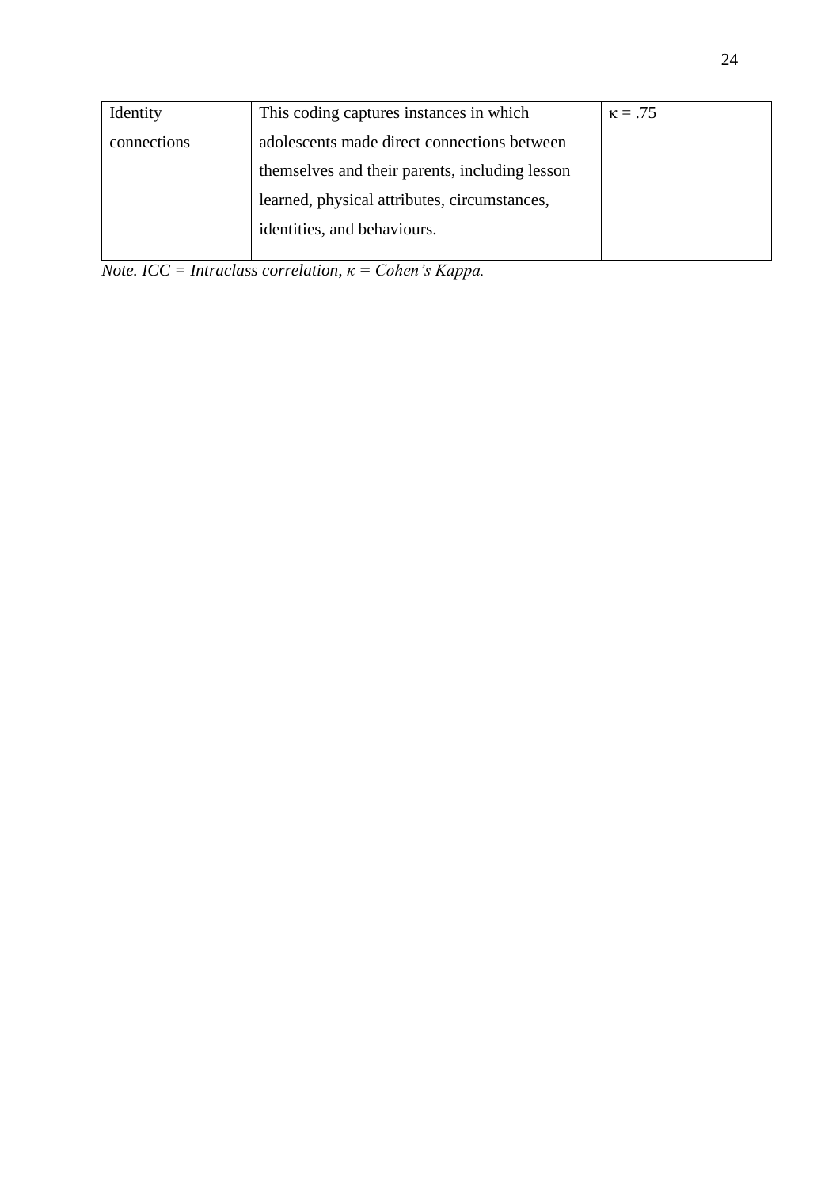| | | |
|---|---|---|
| Identity connections | This coding captures instances in which adolescents made direct connections between themselves and their parents, including lesson learned, physical attributes, circumstances, identities, and behaviours. | κ = .75 |

*Note. ICC = Intraclass correlation, κ = Cohen's Kappa.*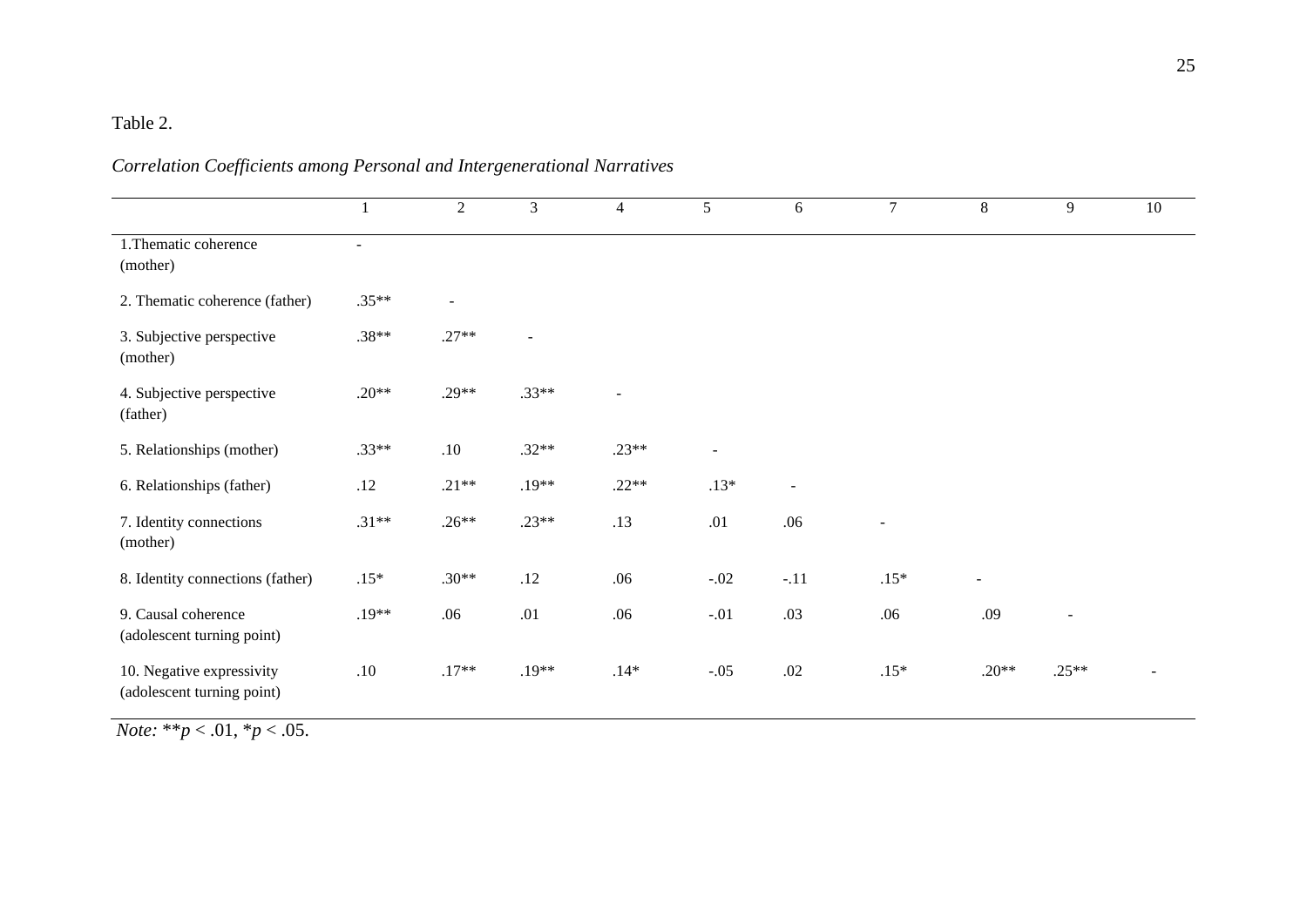Table 2.

*Correlation Coefficients among Personal and Intergenerational Narratives*

| | 1 | 2 | 3 | 4 | 5 | 6 | 7 | 8 | 9 | 10 |
|---|---|---|---|---|---|---|---|---|---|---|
| 1.Thematic coherence (mother) | - | | | | | | | | | |
| 2. Thematic coherence (father) | .35** | - | | | | | | | | |
| 3. Subjective perspective (mother) | .38** | .27** | - | | | | | | | |
| 4. Subjective perspective (father) | .20** | .29** | .33** | - | | | | | | |
| 5. Relationships (mother) | .33** | .10 | .32** | .23** | - | | | | | |
| 6. Relationships (father) | .12 | .21** | .19** | .22** | .13* | - | | | | |
| 7. Identity connections (mother) | .31** | .26** | .23** | .13 | .01 | .06 | - | | | |
| 8. Identity connections (father) | .15* | .30** | .12 | .06 | -.02 | -.11 | .15* | - | | |
| 9. Causal coherence (adolescent turning point) | .19** | .06 | .01 | .06 | -.01 | .03 | .06 | .09 | - | |
| 10. Negative expressivity (adolescent turning point) | .10 | .17** | .19** | .14* | -.05 | .02 | .15* | .20** | .25** | - |

*Note:* ***p* < .01, **p* < .05.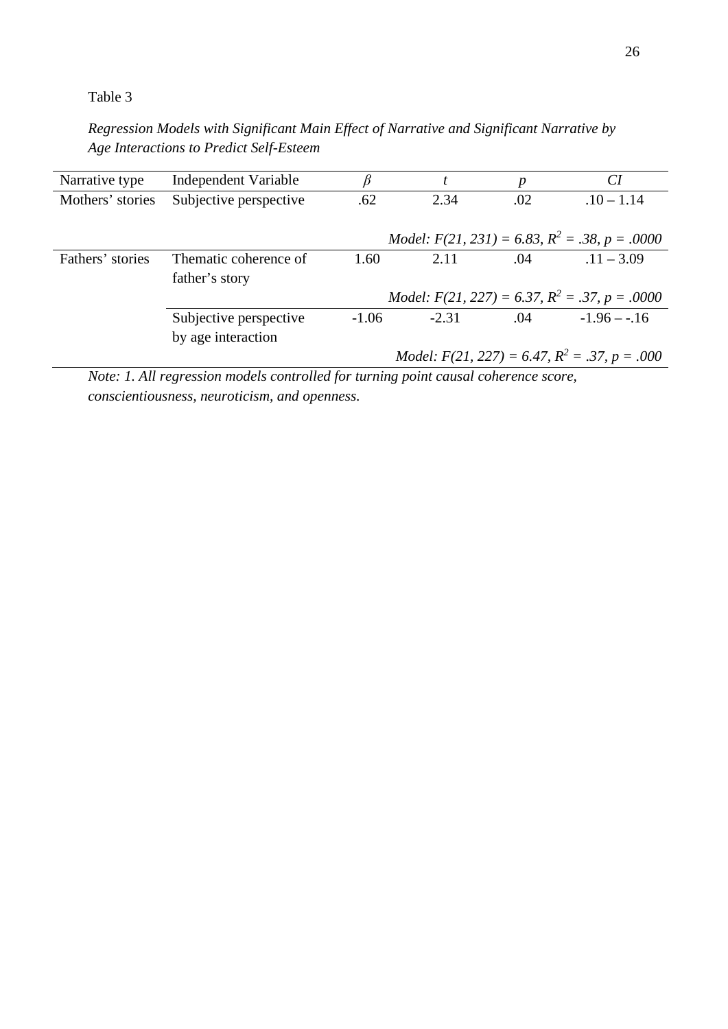Table 3

*Regression Models with Significant Main Effect of Narrative and Significant Narrative by Age Interactions to Predict Self-Esteem*

| Narrative type | Independent Variable | $\beta$ | $t$ | $p$ | $CI$ |
|---|---|---|---|---|---|
| Mothers' stories | Subjective perspective | .62 | 2.34 | .02 | .10 – 1.14 |
| | | *Model: $F(21, 231) = 6.83$, $R^2 = .38$, $p = .0000$* | | | |
| Fathers' stories | Thematic coherence of father's story | 1.60 | 2.11 | .04 | .11 – 3.09 |
| | | *Model: $F(21, 227) = 6.37$, $R^2 = .37$, $p = .0000$* | | | |
| | Subjective perspective by age interaction | -1.06 | -2.31 | .04 | -1.96 – -.16 |
| | | *Model: $F(21, 227) = 6.47$, $R^2 = .37$, $p = .000$* | | | |

*Note: 1. All regression models controlled for turning point causal coherence score, conscientiousness, neuroticism, and openness.*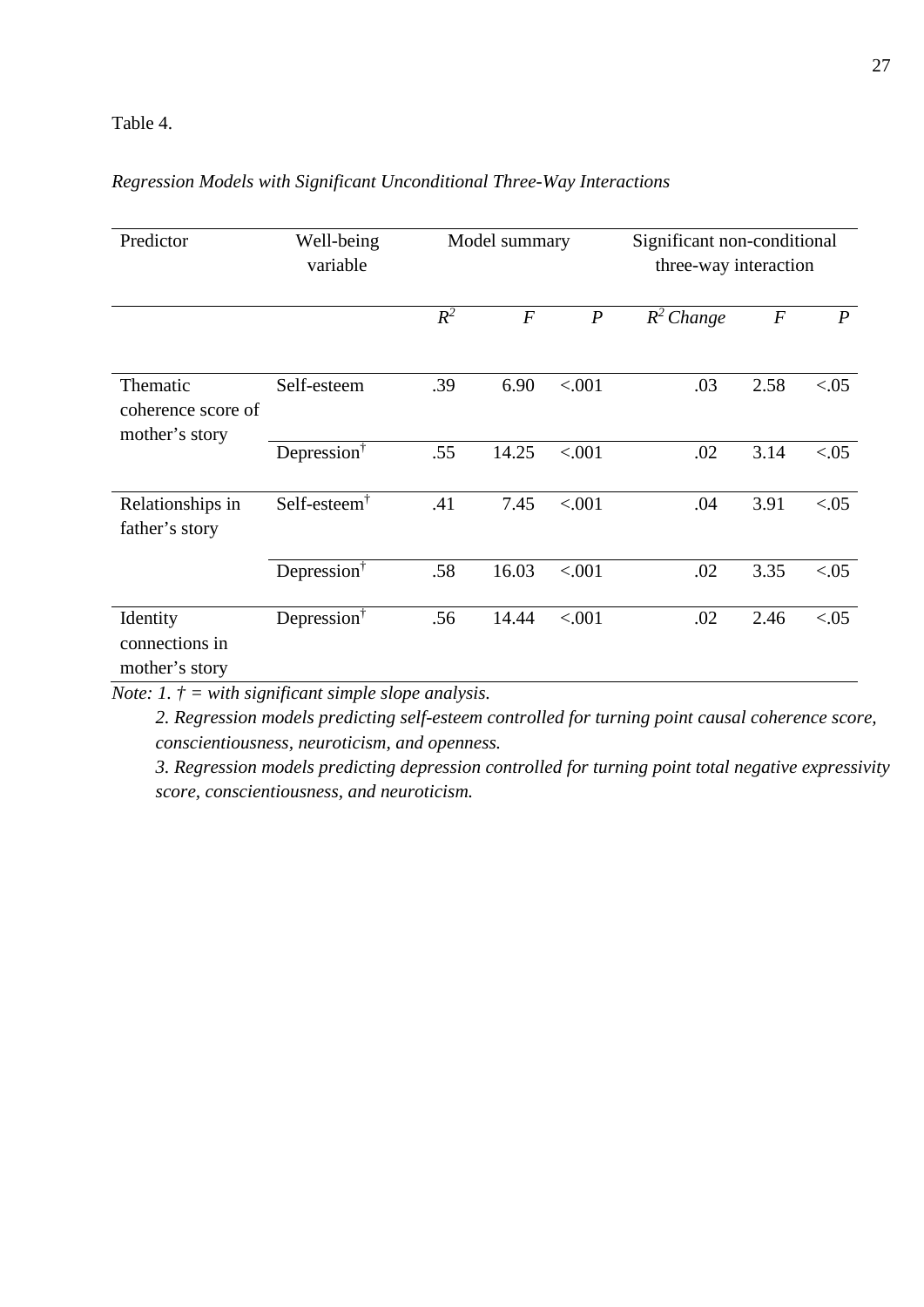Table 4.

*Regression Models with Significant Unconditional Three-Way Interactions*

| Predictor | Well-being variable | Model summary | | | Significant non-conditional three-way interaction | | |
|---|---|---|---|---|---|---|---|
| | | $R^2$ | *F* | *P* | $R^2$ *Change* | *F* | *P* |
| Thematic coherence score of mother's story | Self-esteem | .39 | 6.90 | <.001 | .03 | 2.58 | <.05 |
| | Depression† | .55 | 14.25 | <.001 | .02 | 3.14 | <.05 |
| Relationships in father's story | Self-esteem† | .41 | 7.45 | <.001 | .04 | 3.91 | <.05 |
| | Depression† | .58 | 16.03 | <.001 | .02 | 3.35 | <.05 |
| Identity connections in mother's story | Depression† | .56 | 14.44 | <.001 | .02 | 2.46 | <.05 |

*Note: 1. † = with significant simple slope analysis.*

*2. Regression models predicting self-esteem controlled for turning point causal coherence score, conscientiousness, neuroticism, and openness.*

*3. Regression models predicting depression controlled for turning point total negative expressivity score, conscientiousness, and neuroticism.*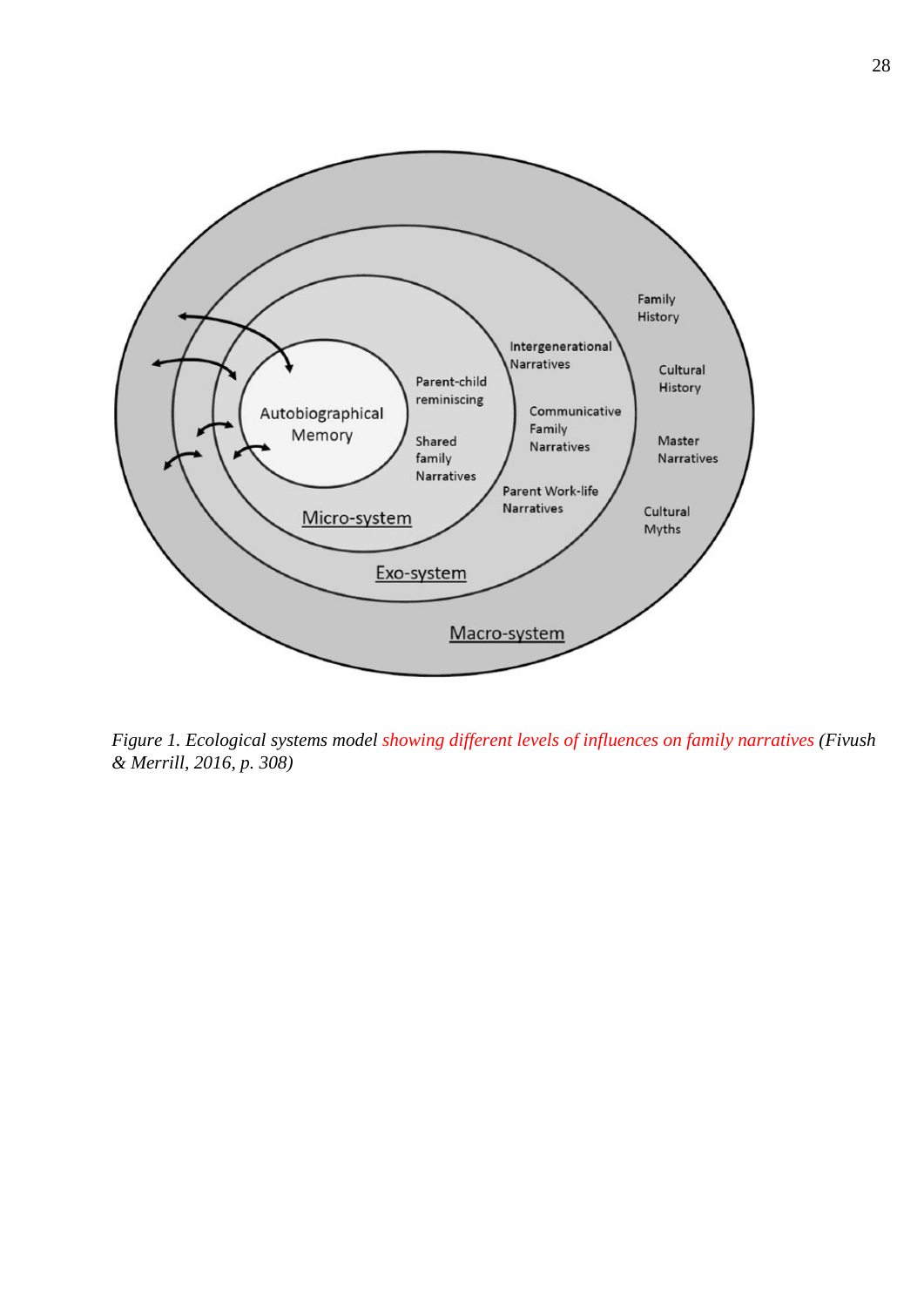Family History

Cultural History

Master Narratives

Cultural Myths

Intergenerational Narratives

Communicative Family Narratives

Parent Work-life Narratives

Parent-child reminiscing

Shared family Narratives

Autobiographical Memory

Micro-system

Exo-system

Macro-system

*Figure 1. Ecological systems model showing different levels of influences on family narratives (Fivush & Merrill, 2016, p. 308)*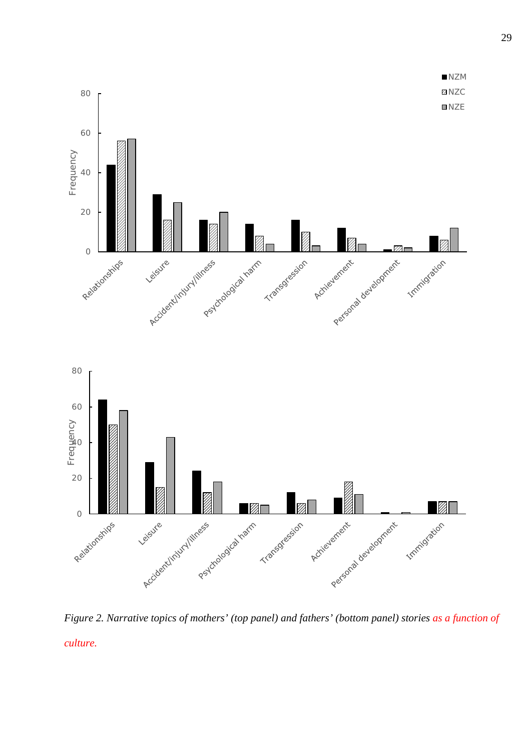NZM
NZC
NZE

80
60
40
20
0

Frequency

Relationships
Leisure
Accident/injury/illness
Psychological harm
Transgression
Achievement
Personal development
Immigration

80
60
40
20
0

Frequency

Relationships
Leisure
Accident/injury/illness
Psychological harm
Transgression
Achievement
Personal development
Immigration

*Figure 2. Narrative topics of mothers' (top panel) and fathers' (bottom panel) stories as a function of culture.*